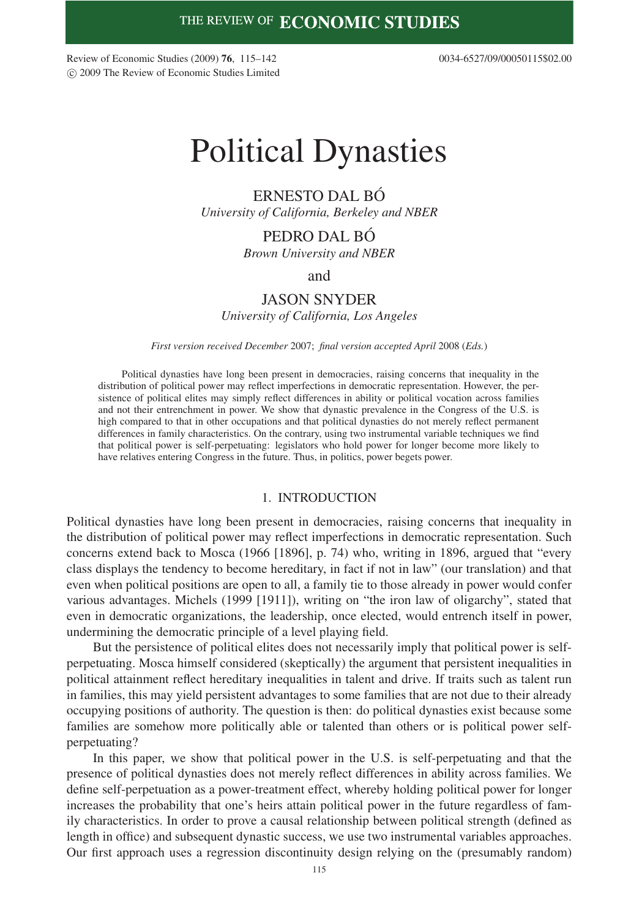# Political Dynasties

ERNESTO DAL BÓ
*University of California, Berkeley and NBER*

PEDRO DAL BÓ
*Brown University and NBER*

and

JASON SNYDER
*University of California, Los Angeles*

*First version received December* 2007; *final version accepted April* 2008 (*Eds.*)

Political dynasties have long been present in democracies, raising concerns that inequality in the distribution of political power may reflect imperfections in democratic representation. However, the persistence of political elites may simply reflect differences in ability or political vocation across families and not their entrenchment in power. We show that dynastic prevalence in the Congress of the U.S. is high compared to that in other occupations and that political dynasties do not merely reflect permanent differences in family characteristics. On the contrary, using two instrumental variable techniques we find that political power is self-perpetuating: legislators who hold power for longer become more likely to have relatives entering Congress in the future. Thus, in politics, power begets power.

## 1. INTRODUCTION

Political dynasties have long been present in democracies, raising concerns that inequality in the distribution of political power may reflect imperfections in democratic representation. Such concerns extend back to Mosca (1966 [1896], p. 74) who, writing in 1896, argued that "every class displays the tendency to become hereditary, in fact if not in law" (our translation) and that even when political positions are open to all, a family tie to those already in power would confer various advantages. Michels (1999 [1911]), writing on "the iron law of oligarchy", stated that even in democratic organizations, the leadership, once elected, would entrench itself in power, undermining the democratic principle of a level playing field.

But the persistence of political elites does not necessarily imply that political power is self-perpetuating. Mosca himself considered (skeptically) the argument that persistent inequalities in political attainment reflect hereditary inequalities in talent and drive. If traits such as talent run in families, this may yield persistent advantages to some families that are not due to their already occupying positions of authority. The question is then: do political dynasties exist because some families are somehow more politically able or talented than others or is political power self-perpetuating?

In this paper, we show that political power in the U.S. is self-perpetuating and that the presence of political dynasties does not merely reflect differences in ability across families. We define self-perpetuation as a power-treatment effect, whereby holding political power for longer increases the probability that one's heirs attain political power in the future regardless of family characteristics. In order to prove a causal relationship between political strength (defined as length in office) and subsequent dynastic success, we use two instrumental variables approaches. Our first approach uses a regression discontinuity design relying on the (presumably random)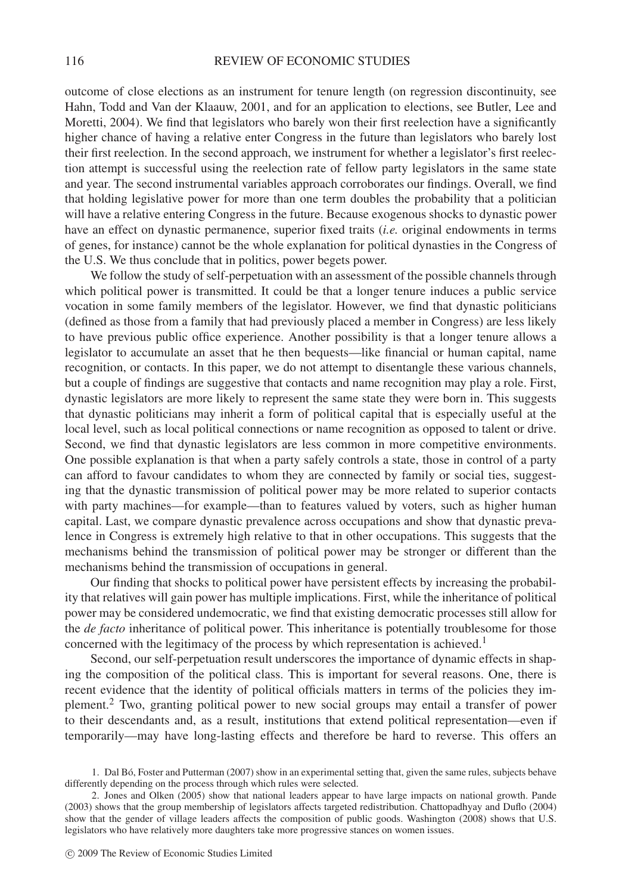outcome of close elections as an instrument for tenure length (on regression discontinuity, see Hahn, Todd and Van der Klaauw, 2001, and for an application to elections, see Butler, Lee and Moretti, 2004). We find that legislators who barely won their first reelection have a significantly higher chance of having a relative enter Congress in the future than legislators who barely lost their first reelection. In the second approach, we instrument for whether a legislator's first reelection attempt is successful using the reelection rate of fellow party legislators in the same state and year. The second instrumental variables approach corroborates our findings. Overall, we find that holding legislative power for more than one term doubles the probability that a politician will have a relative entering Congress in the future. Because exogenous shocks to dynastic power have an effect on dynastic permanence, superior fixed traits (*i.e.* original endowments in terms of genes, for instance) cannot be the whole explanation for political dynasties in the Congress of the U.S. We thus conclude that in politics, power begets power.

We follow the study of self-perpetuation with an assessment of the possible channels through which political power is transmitted. It could be that a longer tenure induces a public service vocation in some family members of the legislator. However, we find that dynastic politicians (defined as those from a family that had previously placed a member in Congress) are less likely to have previous public office experience. Another possibility is that a longer tenure allows a legislator to accumulate an asset that he then bequests—like financial or human capital, name recognition, or contacts. In this paper, we do not attempt to disentangle these various channels, but a couple of findings are suggestive that contacts and name recognition may play a role. First, dynastic legislators are more likely to represent the same state they were born in. This suggests that dynastic politicians may inherit a form of political capital that is especially useful at the local level, such as local political connections or name recognition as opposed to talent or drive. Second, we find that dynastic legislators are less common in more competitive environments. One possible explanation is that when a party safely controls a state, those in control of a party can afford to favour candidates to whom they are connected by family or social ties, suggesting that the dynastic transmission of political power may be more related to superior contacts with party machines—for example—than to features valued by voters, such as higher human capital. Last, we compare dynastic prevalence across occupations and show that dynastic prevalence in Congress is extremely high relative to that in other occupations. This suggests that the mechanisms behind the transmission of political power may be stronger or different than the mechanisms behind the transmission of occupations in general.

Our finding that shocks to political power have persistent effects by increasing the probability that relatives will gain power has multiple implications. First, while the inheritance of political power may be considered undemocratic, we find that existing democratic processes still allow for the *de facto* inheritance of political power. This inheritance is potentially troublesome for those concerned with the legitimacy of the process by which representation is achieved.[1]

Second, our self-perpetuation result underscores the importance of dynamic effects in shaping the composition of the political class. This is important for several reasons. One, there is recent evidence that the identity of political officials matters in terms of the policies they implement.[2] Two, granting political power to new social groups may entail a transfer of power to their descendants and, as a result, institutions that extend political representation—even if temporarily—may have long-lasting effects and therefore be hard to reverse. This offers an

1. Dal Bó, Foster and Putterman (2007) show in an experimental setting that, given the same rules, subjects behave differently depending on the process through which rules were selected.

2. Jones and Olken (2005) show that national leaders appear to have large impacts on national growth. Pande (2003) shows that the group membership of legislators affects targeted redistribution. Chattopadhyay and Duflo (2004) show that the gender of village leaders affects the composition of public goods. Washington (2008) shows that U.S. legislators who have relatively more daughters take more progressive stances on women issues.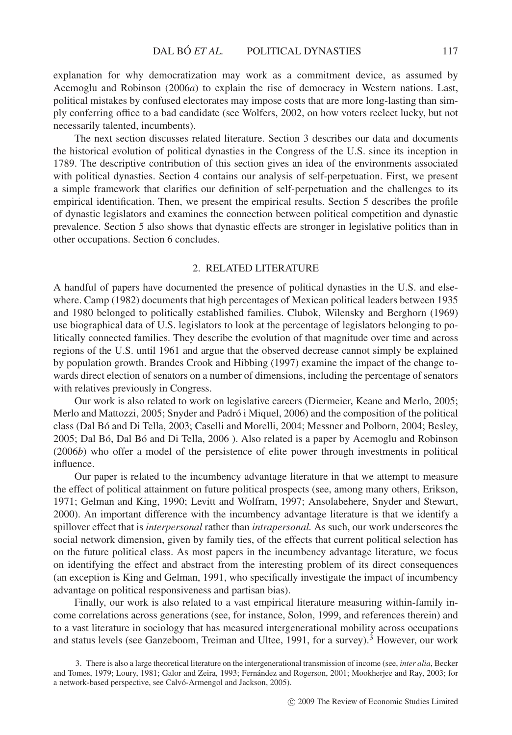explanation for why democratization may work as a commitment device, as assumed by Acemoglu and Robinson (2006*a*) to explain the rise of democracy in Western nations. Last, political mistakes by confused electorates may impose costs that are more long-lasting than simply conferring office to a bad candidate (see Wolfers, 2002, on how voters reelect lucky, but not necessarily talented, incumbents).

The next section discusses related literature. Section 3 describes our data and documents the historical evolution of political dynasties in the Congress of the U.S. since its inception in 1789. The descriptive contribution of this section gives an idea of the environments associated with political dynasties. Section 4 contains our analysis of self-perpetuation. First, we present a simple framework that clarifies our definition of self-perpetuation and the challenges to its empirical identification. Then, we present the empirical results. Section 5 describes the profile of dynastic legislators and examines the connection between political competition and dynastic prevalence. Section 5 also shows that dynastic effects are stronger in legislative politics than in other occupations. Section 6 concludes.

## 2. RELATED LITERATURE

A handful of papers have documented the presence of political dynasties in the U.S. and elsewhere. Camp (1982) documents that high percentages of Mexican political leaders between 1935 and 1980 belonged to politically established families. Clubok, Wilensky and Berghorn (1969) use biographical data of U.S. legislators to look at the percentage of legislators belonging to politically connected families. They describe the evolution of that magnitude over time and across regions of the U.S. until 1961 and argue that the observed decrease cannot simply be explained by population growth. Brandes Crook and Hibbing (1997) examine the impact of the change towards direct election of senators on a number of dimensions, including the percentage of senators with relatives previously in Congress.

Our work is also related to work on legislative careers (Diermeier, Keane and Merlo, 2005; Merlo and Mattozzi, 2005; Snyder and Padró i Miquel, 2006) and the composition of the political class (Dal Bó and Di Tella, 2003; Caselli and Morelli, 2004; Messner and Polborn, 2004; Besley, 2005; Dal Bó, Dal Bó and Di Tella, 2006 ). Also related is a paper by Acemoglu and Robinson (2006*b*) who offer a model of the persistence of elite power through investments in political influence.

Our paper is related to the incumbency advantage literature in that we attempt to measure the effect of political attainment on future political prospects (see, among many others, Erikson, 1971; Gelman and King, 1990; Levitt and Wolfram, 1997; Ansolabehere, Snyder and Stewart, 2000). An important difference with the incumbency advantage literature is that we identify a spillover effect that is *interpersonal* rather than *intrapersonal.* As such, our work underscores the social network dimension, given by family ties, of the effects that current political selection has on the future political class. As most papers in the incumbency advantage literature, we focus on identifying the effect and abstract from the interesting problem of its direct consequences (an exception is King and Gelman, 1991, who specifically investigate the impact of incumbency advantage on political responsiveness and partisan bias).

Finally, our work is also related to a vast empirical literature measuring within-family income correlations across generations (see, for instance, Solon, 1999, and references therein) and to a vast literature in sociology that has measured intergenerational mobility across occupations and status levels (see Ganzeboom, Treiman and Ultee, 1991, for a survey).[3] However, our work

3. There is also a large theoretical literature on the intergenerational transmission of income (see, *inter alia*, Becker and Tomes, 1979; Loury, 1981; Galor and Zeira, 1993; Fernández and Rogerson, 2001; Mookherjee and Ray, 2003; for a network-based perspective, see Calvó-Armengol and Jackson, 2005).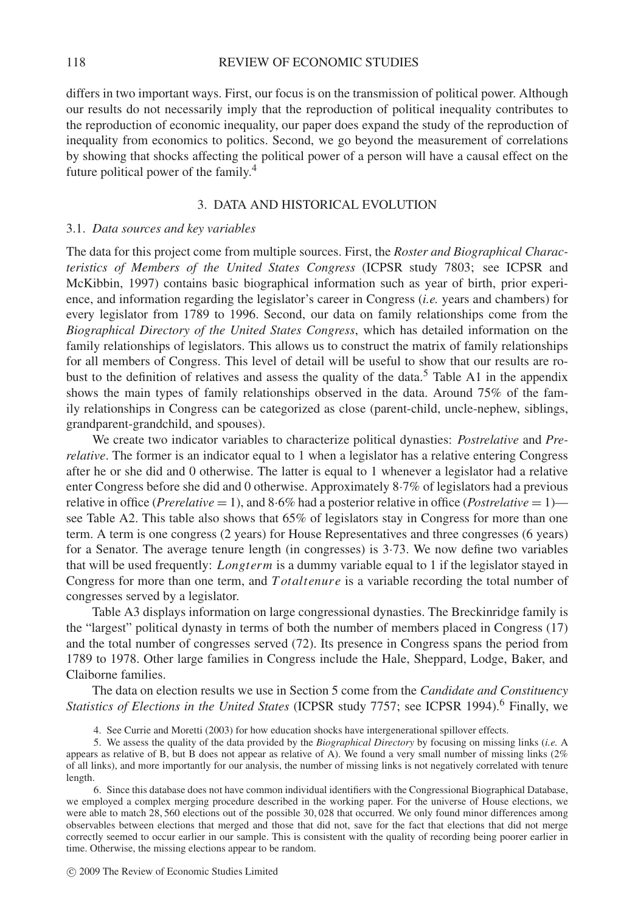differs in two important ways. First, our focus is on the transmission of political power. Although our results do not necessarily imply that the reproduction of political inequality contributes to the reproduction of economic inequality, our paper does expand the study of the reproduction of inequality from economics to politics. Second, we go beyond the measurement of correlations by showing that shocks affecting the political power of a person will have a causal effect on the future political power of the family.[4]

## 3. DATA AND HISTORICAL EVOLUTION

### 3.1. *Data sources and key variables*

The data for this project come from multiple sources. First, the *Roster and Biographical Characteristics of Members of the United States Congress* (ICPSR study 7803; see ICPSR and McKibbin, 1997) contains basic biographical information such as year of birth, prior experience, and information regarding the legislator's career in Congress (*i.e.* years and chambers) for every legislator from 1789 to 1996. Second, our data on family relationships come from the *Biographical Directory of the United States Congress*, which has detailed information on the family relationships of legislators. This allows us to construct the matrix of family relationships for all members of Congress. This level of detail will be useful to show that our results are robust to the definition of relatives and assess the quality of the data.[5] Table A1 in the appendix shows the main types of family relationships observed in the data. Around 75% of the family relationships in Congress can be categorized as close (parent-child, uncle-nephew, siblings, grandparent-grandchild, and spouses).

We create two indicator variables to characterize political dynasties: *Postrelative* and *Prerelative*. The former is an indicator equal to 1 when a legislator has a relative entering Congress after he or she did and 0 otherwise. The latter is equal to 1 whenever a legislator had a relative enter Congress before she did and 0 otherwise. Approximately 8·7% of legislators had a previous relative in office (*Prerelative* = 1), and 8·6% had a posterior relative in office (*Postrelative* = 1)—see Table A2. This table also shows that 65% of legislators stay in Congress for more than one term. A term is one congress (2 years) for House Representatives and three congresses (6 years) for a Senator. The average tenure length (in congresses) is 3·73. We now define two variables that will be used frequently: $Longterm$ is a dummy variable equal to 1 if the legislator stayed in Congress for more than one term, and $Totaltenure$ is a variable recording the total number of congresses served by a legislator.

Table A3 displays information on large congressional dynasties. The Breckinridge family is the "largest" political dynasty in terms of both the number of members placed in Congress (17) and the total number of congresses served (72). Its presence in Congress spans the period from 1789 to 1978. Other large families in Congress include the Hale, Sheppard, Lodge, Baker, and Claiborne families.

The data on election results we use in Section 5 come from the *Candidate and Constituency Statistics of Elections in the United States* (ICPSR study 7757; see ICPSR 1994).[6] Finally, we

4. See Currie and Moretti (2003) for how education shocks have intergenerational spillover effects.

5. We assess the quality of the data provided by the *Biographical Directory* by focusing on missing links (*i.e.* A appears as relative of B, but B does not appear as relative of A). We found a very small number of missing links (2% of all links), and more importantly for our analysis, the number of missing links is not negatively correlated with tenure length.

6. Since this database does not have common individual identifiers with the Congressional Biographical Database, we employed a complex merging procedure described in the working paper. For the universe of House elections, we were able to match 28, 560 elections out of the possible 30, 028 that occurred. We only found minor differences among observables between elections that merged and those that did not, save for the fact that elections that did not merge correctly seemed to occur earlier in our sample. This is consistent with the quality of recording being poorer earlier in time. Otherwise, the missing elections appear to be random.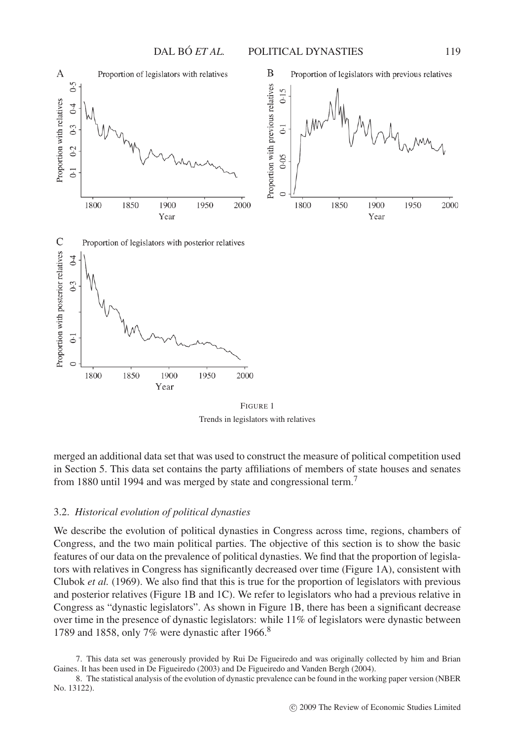FIGURE 1

Trends in legislators with relatives

merged an additional data set that was used to construct the measure of political competition used in Section 5. This data set contains the party affiliations of members of state houses and senates from 1880 until 1994 and was merged by state and congressional term.[7]

### 3.2. *Historical evolution of political dynasties*

We describe the evolution of political dynasties in Congress across time, regions, chambers of Congress, and the two main political parties. The objective of this section is to show the basic features of our data on the prevalence of political dynasties. We find that the proportion of legislators with relatives in Congress has significantly decreased over time (Figure 1A), consistent with Clubok *et al.* (1969). We also find that this is true for the proportion of legislators with previous and posterior relatives (Figure 1B and 1C). We refer to legislators who had a previous relative in Congress as "dynastic legislators". As shown in Figure 1B, there has been a significant decrease over time in the presence of dynastic legislators: while 11% of legislators were dynastic between 1789 and 1858, only 7% were dynastic after 1966.[8]

7. This data set was generously provided by Rui De Figueiredo and was originally collected by him and Brian Gaines. It has been used in De Figueiredo (2003) and De Figueiredo and Vanden Bergh (2004).

8. The statistical analysis of the evolution of dynastic prevalence can be found in the working paper version (NBER No. 13122).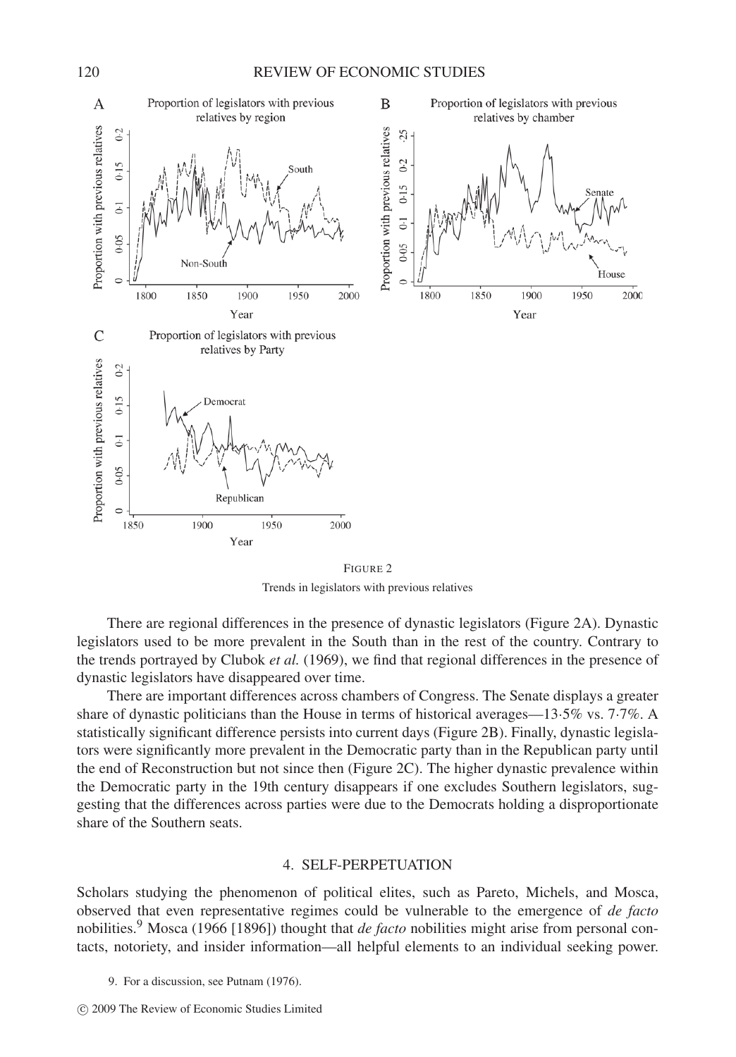FIGURE 2

Trends in legislators with previous relatives

There are regional differences in the presence of dynastic legislators (Figure 2A). Dynastic legislators used to be more prevalent in the South than in the rest of the country. Contrary to the trends portrayed by Clubok *et al.* (1969), we find that regional differences in the presence of dynastic legislators have disappeared over time.

There are important differences across chambers of Congress. The Senate displays a greater share of dynastic politicians than the House in terms of historical averages—13·5% vs. 7·7%. A statistically significant difference persists into current days (Figure 2B). Finally, dynastic legislators were significantly more prevalent in the Democratic party than in the Republican party until the end of Reconstruction but not since then (Figure 2C). The higher dynastic prevalence within the Democratic party in the 19th century disappears if one excludes Southern legislators, suggesting that the differences across parties were due to the Democrats holding a disproportionate share of the Southern seats.

## 4. SELF-PERPETUATION

Scholars studying the phenomenon of political elites, such as Pareto, Michels, and Mosca, observed that even representative regimes could be vulnerable to the emergence of *de facto* nobilities.[9] Mosca (1966 [1896]) thought that *de facto* nobilities might arise from personal contacts, notoriety, and insider information—all helpful elements to an individual seeking power.

9. For a discussion, see Putnam (1976).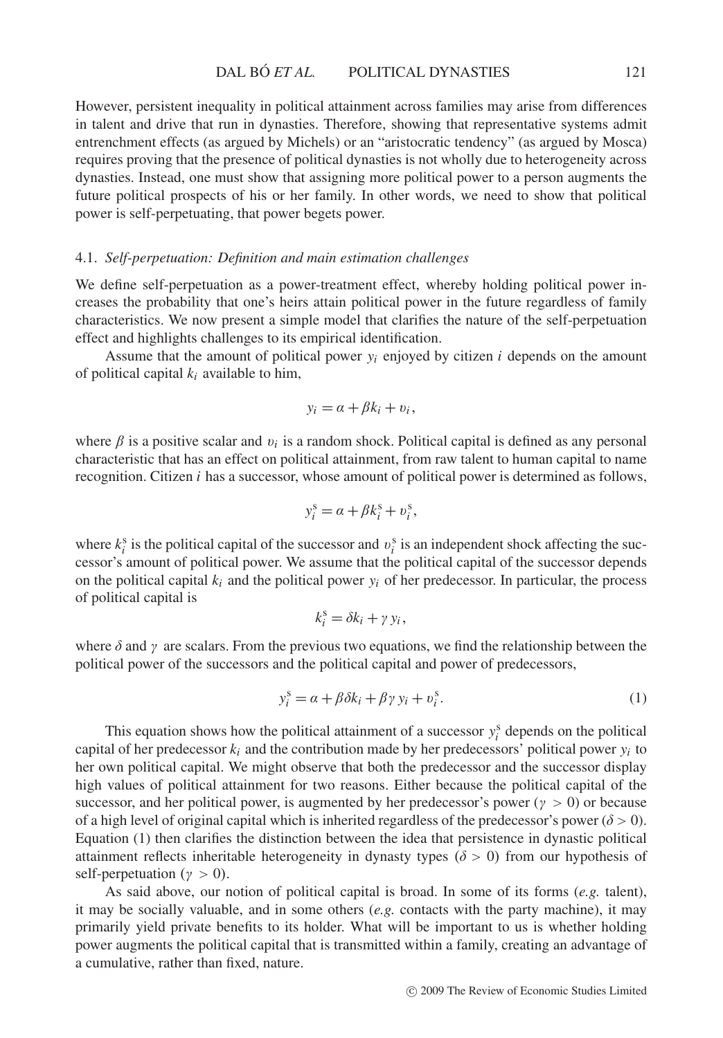However, persistent inequality in political attainment across families may arise from differences in talent and drive that run in dynasties. Therefore, showing that representative systems admit entrenchment effects (as argued by Michels) or an "aristocratic tendency" (as argued by Mosca) requires proving that the presence of political dynasties is not wholly due to heterogeneity across dynasties. Instead, one must show that assigning more political power to a person augments the future political prospects of his or her family. In other words, we need to show that political power is self-perpetuating, that power begets power.

### 4.1. *Self-perpetuation: Definition and main estimation challenges*

We define self-perpetuation as a power-treatment effect, whereby holding political power increases the probability that one's heirs attain political power in the future regardless of family characteristics. We now present a simple model that clarifies the nature of the self-perpetuation effect and highlights challenges to its empirical identification.

Assume that the amount of political power $y_i$ enjoyed by citizen $i$ depends on the amount of political capital $k_i$ available to him,

$$y_i = \alpha + \beta k_i + \upsilon_i,$$

where $\beta$ is a positive scalar and $\upsilon_i$ is a random shock. Political capital is defined as any personal characteristic that has an effect on political attainment, from raw talent to human capital to name recognition. Citizen $i$ has a successor, whose amount of political power is determined as follows,

$$y_i^s = \alpha + \beta k_i^s + \upsilon_i^s,$$

where $k_i^s$ is the political capital of the successor and $\upsilon_i^s$ is an independent shock affecting the successor's amount of political power. We assume that the political capital of the successor depends on the political capital $k_i$ and the political power $y_i$ of her predecessor. In particular, the process of political capital is

$$k_i^s = \delta k_i + \gamma y_i,$$

where $\delta$ and $\gamma$ are scalars. From the previous two equations, we find the relationship between the political power of the successors and the political capital and power of predecessors,

$$y_i^s = \alpha + \beta\delta k_i + \beta\gamma y_i + \upsilon_i^s. \tag{1}$$

This equation shows how the political attainment of a successor $y_i^s$ depends on the political capital of her predecessor $k_i$ and the contribution made by her predecessors' political power $y_i$ to her own political capital. We might observe that both the predecessor and the successor display high values of political attainment for two reasons. Either because the political capital of the successor, and her political power, is augmented by her predecessor's power ($\gamma > 0$) or because of a high level of original capital which is inherited regardless of the predecessor's power ($\delta > 0$). Equation (1) then clarifies the distinction between the idea that persistence in dynastic political attainment reflects inheritable heterogeneity in dynasty types ($\delta > 0$) from our hypothesis of self-perpetuation ($\gamma > 0$).

As said above, our notion of political capital is broad. In some of its forms (*e.g.* talent), it may be socially valuable, and in some others (*e.g.* contacts with the party machine), it may primarily yield private benefits to its holder. What will be important to us is whether holding power augments the political capital that is transmitted within a family, creating an advantage of a cumulative, rather than fixed, nature.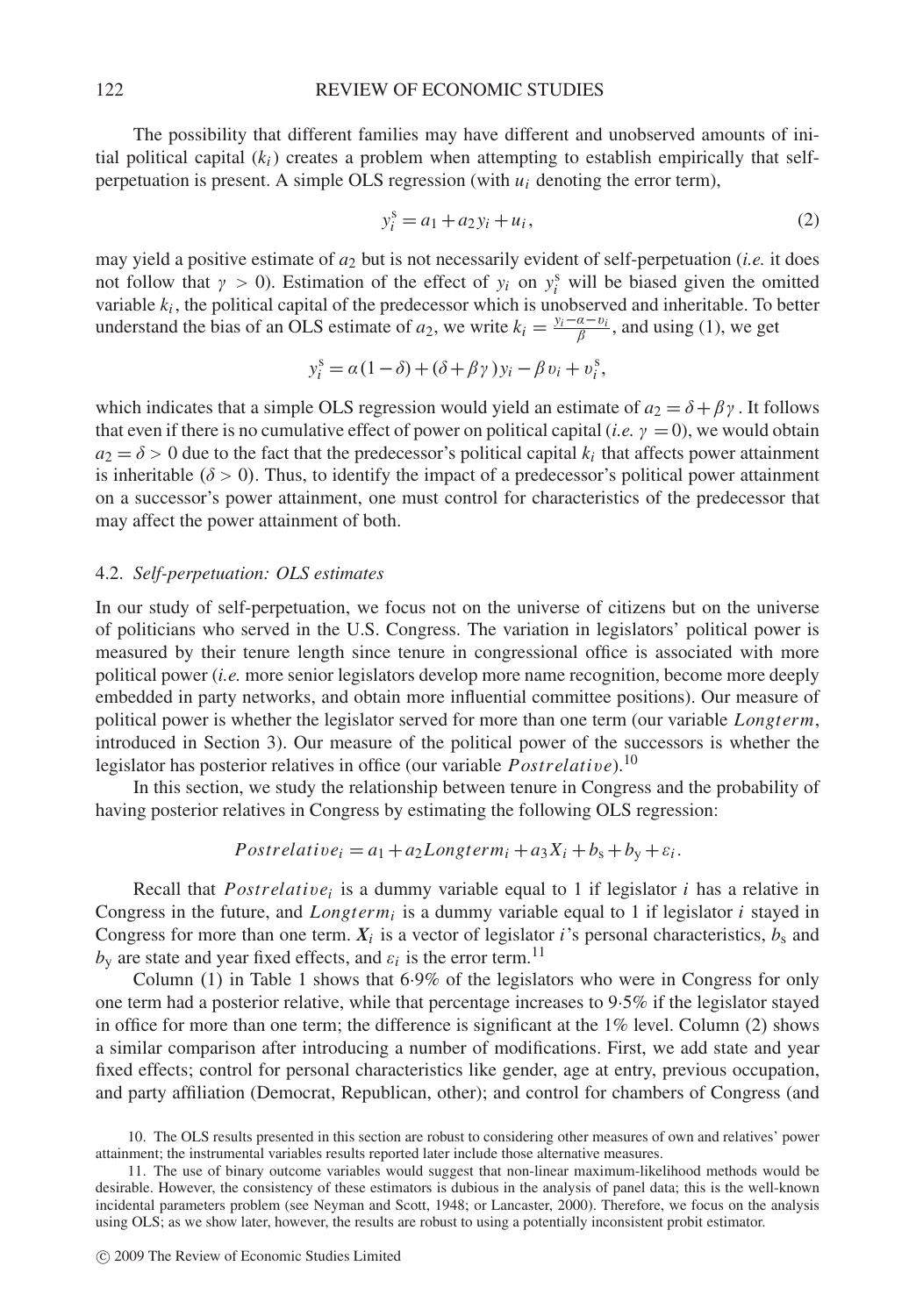The possibility that different families may have different and unobserved amounts of initial political capital ($k_i$) creates a problem when attempting to establish empirically that self-perpetuation is present. A simple OLS regression (with $u_i$ denoting the error term),

$$y_i^s = a_1 + a_2 y_i + u_i, \tag{2}$$

may yield a positive estimate of $a_2$ but is not necessarily evident of self-perpetuation (*i.e.* it does not follow that $\gamma > 0$). Estimation of the effect of $y_i$ on $y_i^s$ will be biased given the omitted variable $k_i$, the political capital of the predecessor which is unobserved and inheritable. To better understand the bias of an OLS estimate of $a_2$, we write $k_i = \frac{y_i - \alpha - \upsilon_i}{\beta}$, and using (1), we get

$$y_i^s = \alpha(1-\delta) + (\delta + \beta\gamma) y_i - \beta \upsilon_i + \upsilon_i^s,$$

which indicates that a simple OLS regression would yield an estimate of $a_2 = \delta + \beta\gamma$. It follows that even if there is no cumulative effect of power on political capital (*i.e.* $\gamma = 0$), we would obtain $a_2 = \delta > 0$ due to the fact that the predecessor's political capital $k_i$ that affects power attainment is inheritable ($\delta > 0$). Thus, to identify the impact of a predecessor's political power attainment on a successor's power attainment, one must control for characteristics of the predecessor that may affect the power attainment of both.

### 4.2. *Self-perpetuation: OLS estimates*

In our study of self-perpetuation, we focus not on the universe of citizens but on the universe of politicians who served in the U.S. Congress. The variation in legislators' political power is measured by their tenure length since tenure in congressional office is associated with more political power (*i.e.* more senior legislators develop more name recognition, become more deeply embedded in party networks, and obtain more influential committee positions). Our measure of political power is whether the legislator served for more than one term (our variable *Longterm*, introduced in Section 3). Our measure of the political power of the successors is whether the legislator has posterior relatives in office (our variable *Postrelative*).[10]

In this section, we study the relationship between tenure in Congress and the probability of having posterior relatives in Congress by estimating the following OLS regression:

$$Postrelative_i = a_1 + a_2 Longterm_i + a_3 X_i + b_s + b_y + \varepsilon_i.$$

Recall that $Postrelative_i$ is a dummy variable equal to 1 if legislator $i$ has a relative in Congress in the future, and $Longterm_i$ is a dummy variable equal to 1 if legislator $i$ stayed in Congress for more than one term. $\boldsymbol{X}_i$ is a vector of legislator $i$'s personal characteristics, $b_s$ and $b_y$ are state and year fixed effects, and $\varepsilon_i$ is the error term.[11]

Column (1) in Table 1 shows that 6·9% of the legislators who were in Congress for only one term had a posterior relative, while that percentage increases to 9·5% if the legislator stayed in office for more than one term; the difference is significant at the 1% level. Column (2) shows a similar comparison after introducing a number of modifications. First, we add state and year fixed effects; control for personal characteristics like gender, age at entry, previous occupation, and party affiliation (Democrat, Republican, other); and control for chambers of Congress (and

10. The OLS results presented in this section are robust to considering other measures of own and relatives' power attainment; the instrumental variables results reported later include those alternative measures.

11. The use of binary outcome variables would suggest that non-linear maximum-likelihood methods would be desirable. However, the consistency of these estimators is dubious in the analysis of panel data; this is the well-known incidental parameters problem (see Neyman and Scott, 1948; or Lancaster, 2000). Therefore, we focus on the analysis using OLS; as we show later, however, the results are robust to using a potentially inconsistent probit estimator.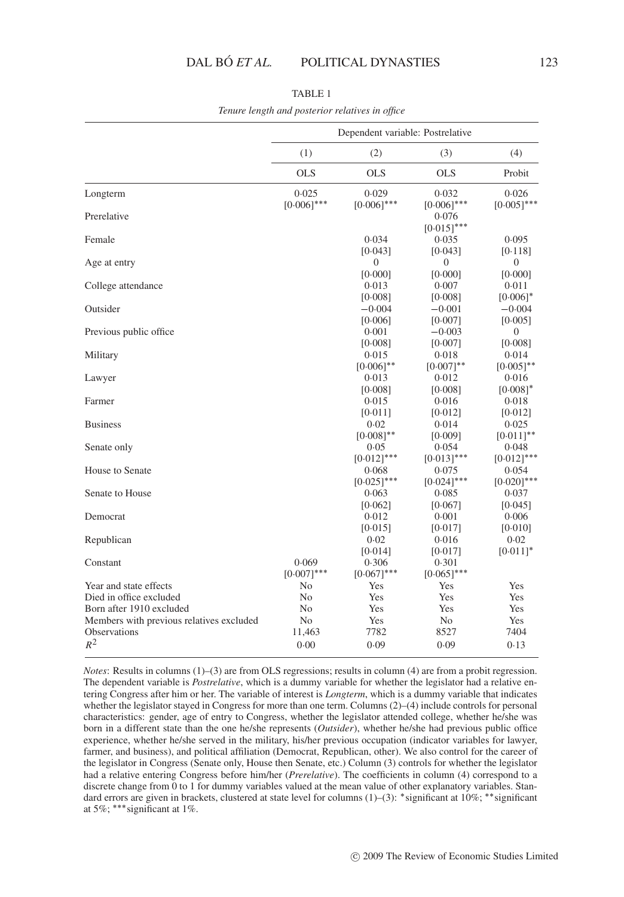TABLE 1

*Tenure length and posterior relatives in office*

| | Dependent variable: Postrelative | | | |
|---|---|---|---|---|
| | (1) | (2) | (3) | (4) |
| | OLS | OLS | OLS | Probit |
| Longterm | 0·025 | 0·029 | 0·032 | 0·026 |
| | [0·006]*** | [0·006]*** | [0·006]*** | [0·005]*** |
| Prerelative | | | 0·076 | |
| | | | [0·015]*** | |
| Female | | 0·034 | 0·035 | 0·095 |
| | | [0·043] | [0·043] | [0·118] |
| Age at entry | | 0 | 0 | 0 |
| | | [0·000] | [0·000] | [0·000] |
| College attendance | | 0·013 | 0·007 | 0·011 |
| | | [0·008] | [0·008] | [0·006]* |
| Outsider | | −0·004 | −0·001 | −0·004 |
| | | [0·006] | [0·007] | [0·005] |
| Previous public office | | 0·001 | −0·003 | 0 |
| | | [0·008] | [0·007] | [0·008] |
| Military | | 0·015 | 0·018 | 0·014 |
| | | [0·006]** | [0·007]** | [0·005]** |
| Lawyer | | 0·013 | 0·012 | 0·016 |
| | | [0·008] | [0·008] | [0·008]* |
| Farmer | | 0·015 | 0·016 | 0·018 |
| | | [0·011] | [0·012] | [0·012] |
| Business | | 0·02 | 0·014 | 0·025 |
| | | [0·008]** | [0·009] | [0·011]** |
| Senate only | | 0·05 | 0·054 | 0·048 |
| | | [0·012]*** | [0·013]*** | [0·012]*** |
| House to Senate | | 0·068 | 0·075 | 0·054 |
| | | [0·025]*** | [0·024]*** | [0·020]*** |
| Senate to House | | 0·063 | 0·085 | 0·037 |
| | | [0·062] | [0·067] | [0·045] |
| Democrat | | 0·012 | 0·001 | 0·006 |
| | | [0·015] | [0·017] | [0·010] |
| Republican | | 0·02 | 0·016 | 0·02 |
| | | [0·014] | [0·017] | [0·011]* |
| Constant | 0·069 | 0·306 | 0·301 | |
| | [0·007]*** | [0·067]*** | [0·065]*** | |
| Year and state effects | No | Yes | Yes | Yes |
| Died in office excluded | No | Yes | Yes | Yes |
| Born after 1910 excluded | No | Yes | Yes | Yes |
| Members with previous relatives excluded | No | Yes | No | Yes |
| Observations | 11,463 | 7782 | 8527 | 7404 |
| $R^2$ | 0·00 | 0·09 | 0·09 | 0·13 |

*Notes*: Results in columns (1)–(3) are from OLS regressions; results in column (4) are from a probit regression. The dependent variable is *Postrelative*, which is a dummy variable for whether the legislator had a relative entering Congress after him or her. The variable of interest is *Longterm*, which is a dummy variable that indicates whether the legislator stayed in Congress for more than one term. Columns (2)–(4) include controls for personal characteristics: gender, age of entry to Congress, whether the legislator attended college, whether he/she was born in a different state than the one he/she represents (*Outsider*), whether he/she had previous public office experience, whether he/she served in the military, his/her previous occupation (indicator variables for lawyer, farmer, and business), and political affiliation (Democrat, Republican, other). We also control for the career of the legislator in Congress (Senate only, House then Senate, etc.) Column (3) controls for whether the legislator had a relative entering Congress before him/her (*Prerelative*). The coefficients in column (4) correspond to a discrete change from 0 to 1 for dummy variables valued at the mean value of other explanatory variables. Standard errors are given in brackets, clustered at state level for columns (1)–(3): *significant at 10%; **significant at 5%; ***significant at 1%.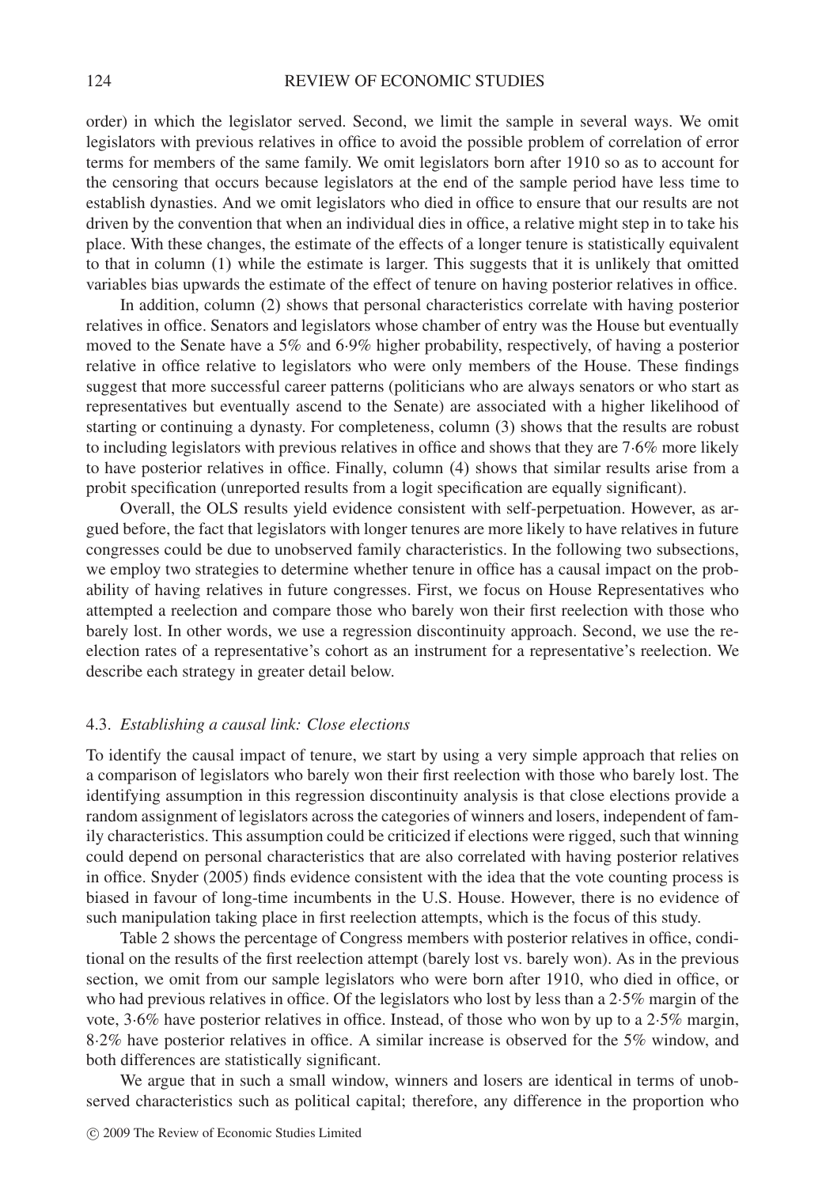order) in which the legislator served. Second, we limit the sample in several ways. We omit legislators with previous relatives in office to avoid the possible problem of correlation of error terms for members of the same family. We omit legislators born after 1910 so as to account for the censoring that occurs because legislators at the end of the sample period have less time to establish dynasties. And we omit legislators who died in office to ensure that our results are not driven by the convention that when an individual dies in office, a relative might step in to take his place. With these changes, the estimate of the effects of a longer tenure is statistically equivalent to that in column (1) while the estimate is larger. This suggests that it is unlikely that omitted variables bias upwards the estimate of the effect of tenure on having posterior relatives in office.

In addition, column (2) shows that personal characteristics correlate with having posterior relatives in office. Senators and legislators whose chamber of entry was the House but eventually moved to the Senate have a 5% and 6·9% higher probability, respectively, of having a posterior relative in office relative to legislators who were only members of the House. These findings suggest that more successful career patterns (politicians who are always senators or who start as representatives but eventually ascend to the Senate) are associated with a higher likelihood of starting or continuing a dynasty. For completeness, column (3) shows that the results are robust to including legislators with previous relatives in office and shows that they are 7·6% more likely to have posterior relatives in office. Finally, column (4) shows that similar results arise from a probit specification (unreported results from a logit specification are equally significant).

Overall, the OLS results yield evidence consistent with self-perpetuation. However, as argued before, the fact that legislators with longer tenures are more likely to have relatives in future congresses could be due to unobserved family characteristics. In the following two subsections, we employ two strategies to determine whether tenure in office has a causal impact on the probability of having relatives in future congresses. First, we focus on House Representatives who attempted a reelection and compare those who barely won their first reelection with those who barely lost. In other words, we use a regression discontinuity approach. Second, we use the reelection rates of a representative's cohort as an instrument for a representative's reelection. We describe each strategy in greater detail below.

### 4.3. *Establishing a causal link: Close elections*

To identify the causal impact of tenure, we start by using a very simple approach that relies on a comparison of legislators who barely won their first reelection with those who barely lost. The identifying assumption in this regression discontinuity analysis is that close elections provide a random assignment of legislators across the categories of winners and losers, independent of family characteristics. This assumption could be criticized if elections were rigged, such that winning could depend on personal characteristics that are also correlated with having posterior relatives in office. Snyder (2005) finds evidence consistent with the idea that the vote counting process is biased in favour of long-time incumbents in the U.S. House. However, there is no evidence of such manipulation taking place in first reelection attempts, which is the focus of this study.

Table 2 shows the percentage of Congress members with posterior relatives in office, conditional on the results of the first reelection attempt (barely lost vs. barely won). As in the previous section, we omit from our sample legislators who were born after 1910, who died in office, or who had previous relatives in office. Of the legislators who lost by less than a 2·5% margin of the vote, 3·6% have posterior relatives in office. Instead, of those who won by up to a 2·5% margin, 8·2% have posterior relatives in office. A similar increase is observed for the 5% window, and both differences are statistically significant.

We argue that in such a small window, winners and losers are identical in terms of unobserved characteristics such as political capital; therefore, any difference in the proportion who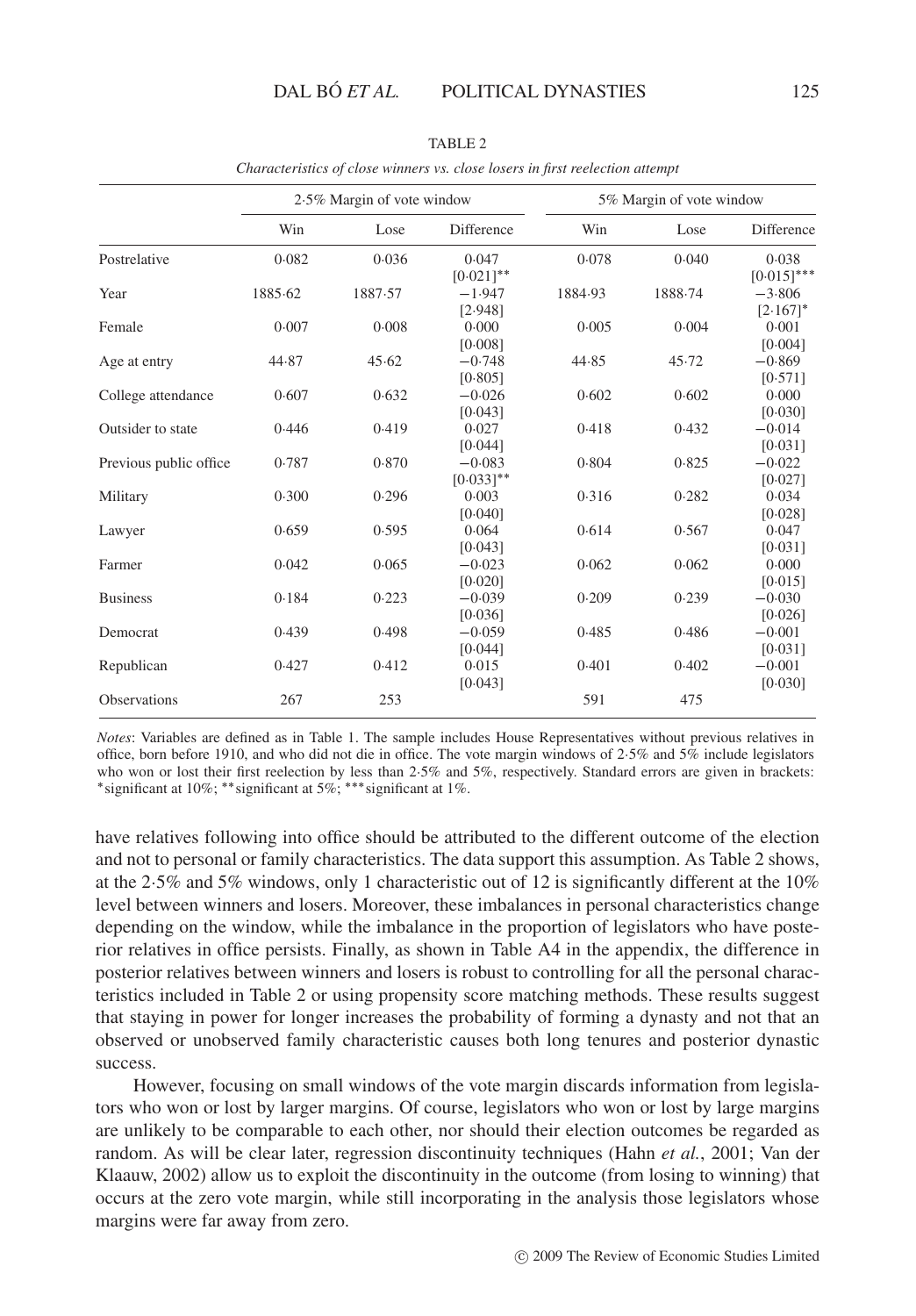TABLE 2

*Characteristics of close winners vs. close losers in first reelection attempt*

| | 2·5% Margin of vote window | | | 5% Margin of vote window | | |
|---|---|---|---|---|---|---|
| | Win | Lose | Difference | Win | Lose | Difference |
| Postrelative | 0·082 | 0·036 | 0·047 [0·021]** | 0·078 | 0·040 | 0·038 [0·015]*** |
| Year | 1885·62 | 1887·57 | −1·947 [2·948] | 1884·93 | 1888·74 | −3·806 [2·167]* |
| Female | 0·007 | 0·008 | 0·000 [0·008] | 0·005 | 0·004 | 0·001 [0·004] |
| Age at entry | 44·87 | 45·62 | −0·748 [0·805] | 44·85 | 45·72 | −0·869 [0·571] |
| College attendance | 0·607 | 0·632 | −0·026 [0·043] | 0·602 | 0·602 | 0·000 [0·030] |
| Outsider to state | 0·446 | 0·419 | 0·027 [0·044] | 0·418 | 0·432 | −0·014 [0·031] |
| Previous public office | 0·787 | 0·870 | −0·083 [0·033]** | 0·804 | 0·825 | −0·022 [0·027] |
| Military | 0·300 | 0·296 | 0·003 [0·040] | 0·316 | 0·282 | 0·034 [0·028] |
| Lawyer | 0·659 | 0·595 | 0·064 [0·043] | 0·614 | 0·567 | 0·047 [0·031] |
| Farmer | 0·042 | 0·065 | −0·023 [0·020] | 0·062 | 0·062 | 0·000 [0·015] |
| Business | 0·184 | 0·223 | −0·039 [0·036] | 0·209 | 0·239 | −0·030 [0·026] |
| Democrat | 0·439 | 0·498 | −0·059 [0·044] | 0·485 | 0·486 | −0·001 [0·031] |
| Republican | 0·427 | 0·412 | 0·015 [0·043] | 0·401 | 0·402 | −0·001 [0·030] |
| Observations | 267 | 253 | | 591 | 475 | |

*Notes*: Variables are defined as in Table 1. The sample includes House Representatives without previous relatives in office, born before 1910, and who did not die in office. The vote margin windows of 2·5% and 5% include legislators who won or lost their first reelection by less than 2·5% and 5%, respectively. Standard errors are given in brackets: *significant at 10%; **significant at 5%; ***significant at 1%.

have relatives following into office should be attributed to the different outcome of the election and not to personal or family characteristics. The data support this assumption. As Table 2 shows, at the 2·5% and 5% windows, only 1 characteristic out of 12 is significantly different at the 10% level between winners and losers. Moreover, these imbalances in personal characteristics change depending on the window, while the imbalance in the proportion of legislators who have posterior relatives in office persists. Finally, as shown in Table A4 in the appendix, the difference in posterior relatives between winners and losers is robust to controlling for all the personal characteristics included in Table 2 or using propensity score matching methods. These results suggest that staying in power for longer increases the probability of forming a dynasty and not that an observed or unobserved family characteristic causes both long tenures and posterior dynastic success.

However, focusing on small windows of the vote margin discards information from legislators who won or lost by larger margins. Of course, legislators who won or lost by large margins are unlikely to be comparable to each other, nor should their election outcomes be regarded as random. As will be clear later, regression discontinuity techniques (Hahn *et al.*, 2001; Van der Klaauw, 2002) allow us to exploit the discontinuity in the outcome (from losing to winning) that occurs at the zero vote margin, while still incorporating in the analysis those legislators whose margins were far away from zero.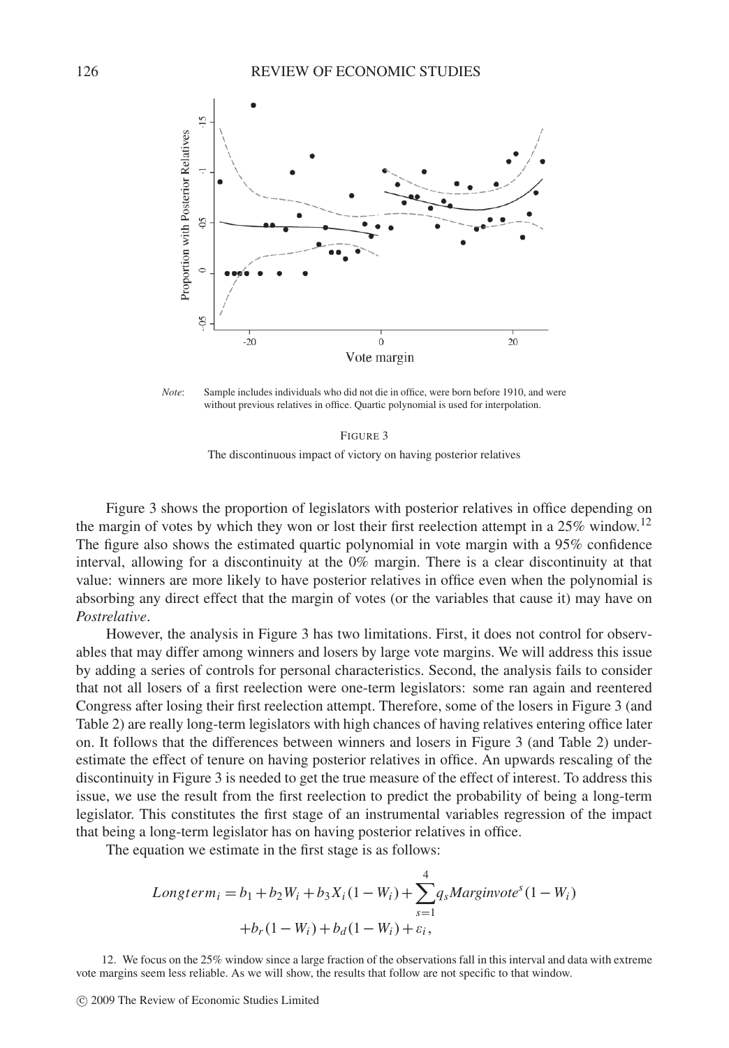*Note*: Sample includes individuals who did not die in office, were born before 1910, and were without previous relatives in office. Quartic polynomial is used for interpolation.

FIGURE 3

The discontinuous impact of victory on having posterior relatives

Figure 3 shows the proportion of legislators with posterior relatives in office depending on the margin of votes by which they won or lost their first reelection attempt in a 25% window.[12] The figure also shows the estimated quartic polynomial in vote margin with a 95% confidence interval, allowing for a discontinuity at the 0% margin. There is a clear discontinuity at that value: winners are more likely to have posterior relatives in office even when the polynomial is absorbing any direct effect that the margin of votes (or the variables that cause it) may have on *Postrelative*.

However, the analysis in Figure 3 has two limitations. First, it does not control for observables that may differ among winners and losers by large vote margins. We will address this issue by adding a series of controls for personal characteristics. Second, the analysis fails to consider that not all losers of a first reelection were one-term legislators: some ran again and reentered Congress after losing their first reelection attempt. Therefore, some of the losers in Figure 3 (and Table 2) are really long-term legislators with high chances of having relatives entering office later on. It follows that the differences between winners and losers in Figure 3 (and Table 2) underestimate the effect of tenure on having posterior relatives in office. An upwards rescaling of the discontinuity in Figure 3 is needed to get the true measure of the effect of interest. To address this issue, we use the result from the first reelection to predict the probability of being a long-term legislator. This constitutes the first stage of an instrumental variables regression of the impact that being a long-term legislator has on having posterior relatives in office.

The equation we estimate in the first stage is as follows:

$$Longterm_i = b_1 + b_2 W_i + b_3 X_i (1 - W_i) + \sum_{s=1}^{4} q_s Marginvote^s (1 - W_i) + b_r (1 - W_i) + b_d (1 - W_i) + \varepsilon_i,$$

12. We focus on the 25% window since a large fraction of the observations fall in this interval and data with extreme vote margins seem less reliable. As we will show, the results that follow are not specific to that window.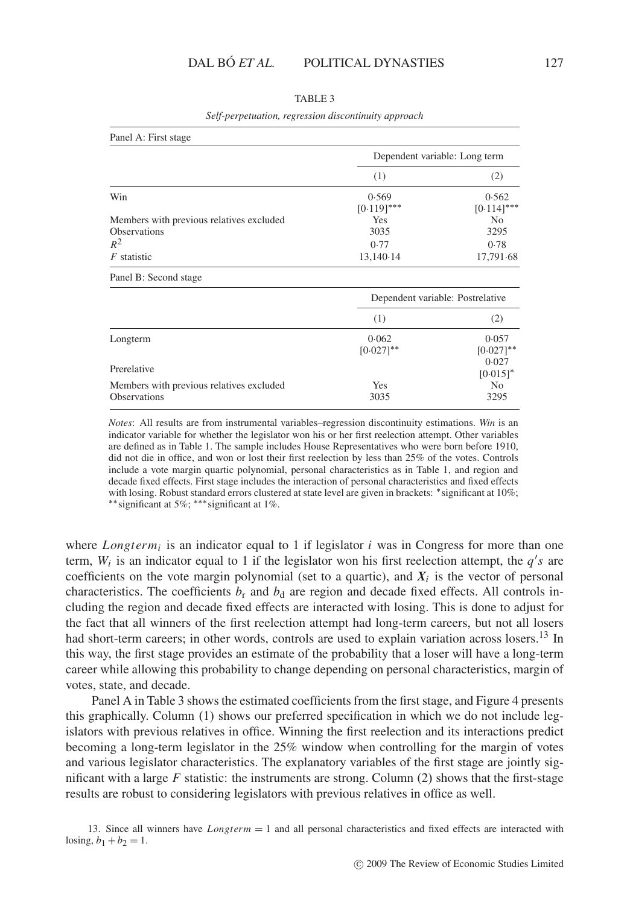TABLE 3

*Self-perpetuation, regression discontinuity approach*

| Panel A: First stage | | |
|---|---|---|
| | Dependent variable: Long term | |
| | (1) | (2) |
| Win | 0·569 | 0·562 |
| | [0·119]*** | [0·114]*** |
| Members with previous relatives excluded | Yes | No |
| Observations | 3035 | 3295 |
| $R^2$ | 0·77 | 0·78 |
| $F$ statistic | 13,140·14 | 17,791·68 |

| Panel B: Second stage | | |
|---|---|---|
| | Dependent variable: Postrelative | |
| | (1) | (2) |
| Longterm | 0·062 | 0·057 |
| | [0·027]** | [0·027]** |
| Prerelative | | 0·027 |
| | | [0·015]* |
| Members with previous relatives excluded | Yes | No |
| Observations | 3035 | 3295 |

*Notes*: All results are from instrumental variables–regression discontinuity estimations. *Win* is an indicator variable for whether the legislator won his or her first reelection attempt. Other variables are defined as in Table 1. The sample includes House Representatives who were born before 1910, did not die in office, and won or lost their first reelection by less than 25% of the votes. Controls include a vote margin quartic polynomial, personal characteristics as in Table 1, and region and decade fixed effects. First stage includes the interaction of personal characteristics and fixed effects with losing. Robust standard errors clustered at state level are given in brackets: *significant at 10%; **significant at 5%; ***significant at 1%.

where $Longterm_i$ is an indicator equal to 1 if legislator $i$ was in Congress for more than one term, $W_i$ is an indicator equal to 1 if the legislator won his first reelection attempt, the $q's$ are coefficients on the vote margin polynomial (set to a quartic), and $\boldsymbol{X}_i$ is the vector of personal characteristics. The coefficients $b_{\text{r}}$ and $b_{\text{d}}$ are region and decade fixed effects. All controls including the region and decade fixed effects are interacted with losing. This is done to adjust for the fact that all winners of the first reelection attempt had long-term careers, but not all losers had short-term careers; in other words, controls are used to explain variation across losers.[13] In this way, the first stage provides an estimate of the probability that a loser will have a long-term career while allowing this probability to change depending on personal characteristics, margin of votes, state, and decade.

Panel A in Table 3 shows the estimated coefficients from the first stage, and Figure 4 presents this graphically. Column (1) shows our preferred specification in which we do not include legislators with previous relatives in office. Winning the first reelection and its interactions predict becoming a long-term legislator in the 25% window when controlling for the margin of votes and various legislator characteristics. The explanatory variables of the first stage are jointly significant with a large $F$ statistic: the instruments are strong. Column (2) shows that the first-stage results are robust to considering legislators with previous relatives in office as well.

13. Since all winners have $Longterm = 1$ and all personal characteristics and fixed effects are interacted with losing, $b_1 + b_2 = 1$.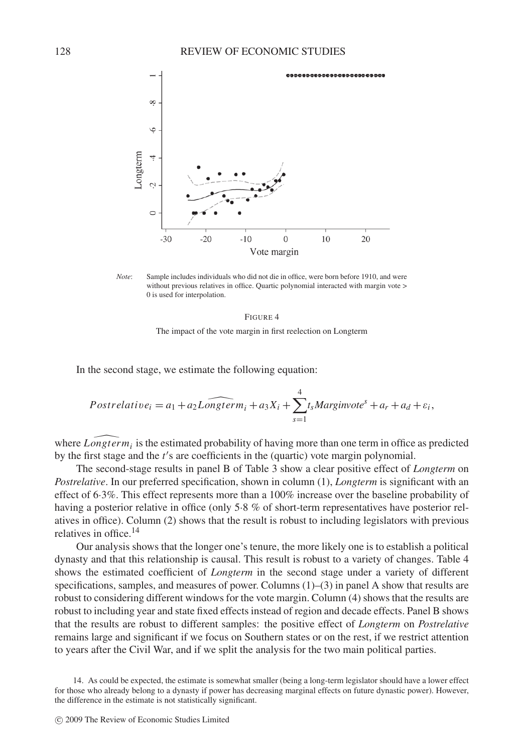*Note*: Sample includes individuals who did not die in office, were born before 1910, and were without previous relatives in office. Quartic polynomial interacted with margin vote > 0 is used for interpolation.

FIGURE 4

The impact of the vote margin in first reelection on Longterm

In the second stage, we estimate the following equation:

$$Postrelative_i = a_1 + a_2 \widehat{Longterm}_i + a_3 X_i + \sum_{s=1}^{4} t_s Marginvote^s + a_r + a_d + \varepsilon_i,$$

where $\widehat{Longterm}_i$ is the estimated probability of having more than one term in office as predicted by the first stage and the $t'$s are coefficients in the (quartic) vote margin polynomial.

The second-stage results in panel B of Table 3 show a clear positive effect of *Longterm* on *Postrelative*. In our preferred specification, shown in column (1), *Longterm* is significant with an effect of 6·3%. This effect represents more than a 100% increase over the baseline probability of having a posterior relative in office (only 5·8 % of short-term representatives have posterior relatives in office). Column (2) shows that the result is robust to including legislators with previous relatives in office.[14]

Our analysis shows that the longer one's tenure, the more likely one is to establish a political dynasty and that this relationship is causal. This result is robust to a variety of changes. Table 4 shows the estimated coefficient of *Longterm* in the second stage under a variety of different specifications, samples, and measures of power. Columns (1)–(3) in panel A show that results are robust to considering different windows for the vote margin. Column (4) shows that the results are robust to including year and state fixed effects instead of region and decade effects. Panel B shows that the results are robust to different samples: the positive effect of *Longterm* on *Postrelative* remains large and significant if we focus on Southern states or on the rest, if we restrict attention to years after the Civil War, and if we split the analysis for the two main political parties.

14. As could be expected, the estimate is somewhat smaller (being a long-term legislator should have a lower effect for those who already belong to a dynasty if power has decreasing marginal effects on future dynastic power). However, the difference in the estimate is not statistically significant.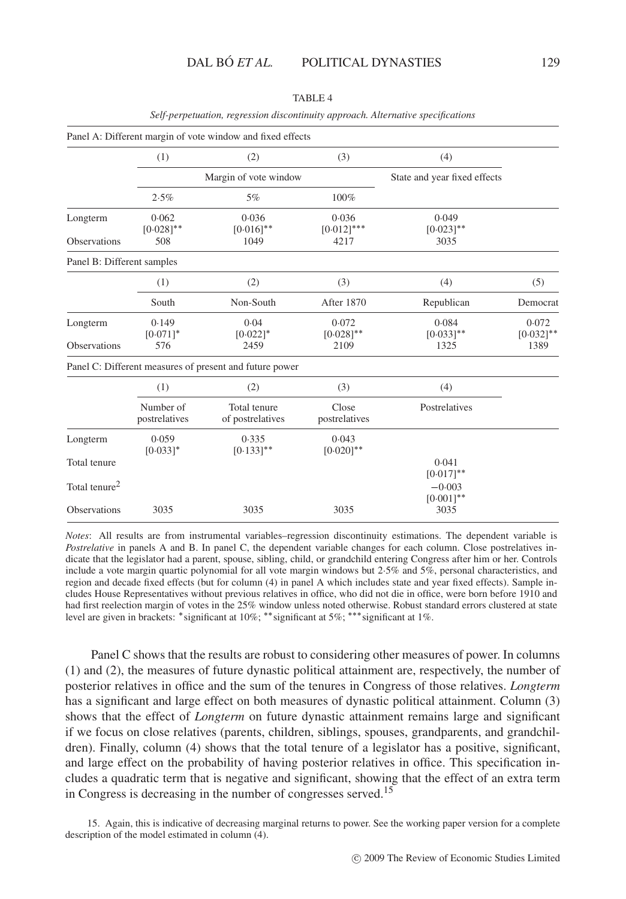TABLE 4

*Self-perpetuation, regression discontinuity approach. Alternative specifications*

Panel A: Different margin of vote window and fixed effects

| | (1) | (2) | (3) | (4) |
|---|---|---|---|---|
| | Margin of vote window | | | State and year fixed effects |
| | 2·5% | 5% | 100% | |
| Longterm | 0·062 [0·028]** | 0·036 [0·016]** | 0·036 [0·012]*** | 0·049 [0·023]** |
| Observations | 508 | 1049 | 4217 | 3035 |

Panel B: Different samples

| | (1) | (2) | (3) | (4) | (5) |
|---|---|---|---|---|---|
| | South | Non-South | After 1870 | Republican | Democrat |
| Longterm | 0·149 [0·071]* | 0·04 [0·022]* | 0·072 [0·028]** | 0·084 [0·033]** | 0·072 [0·032]** |
| Observations | 576 | 2459 | 2109 | 1325 | 1389 |

Panel C: Different measures of present and future power

| | (1) | (2) | (3) | (4) |
|---|---|---|---|---|
| | Number of postrelatives | Total tenure of postrelatives | Close postrelatives | Postrelatives |
| Longterm | 0·059 [0·033]* | 0·335 [0·133]** | 0·043 [0·020]** | |
| Total tenure | | | | 0·041 [0·017]** |
| Total tenure$^2$ | | | | −0·003 [0·001]** |
| Observations | 3035 | 3035 | 3035 | 3035 |

*Notes*: All results are from instrumental variables–regression discontinuity estimations. The dependent variable is *Postrelative* in panels A and B. In panel C, the dependent variable changes for each column. Close postrelatives indicate that the legislator had a parent, spouse, sibling, child, or grandchild entering Congress after him or her. Controls include a vote margin quartic polynomial for all vote margin windows but 2·5% and 5%, personal characteristics, and region and decade fixed effects (but for column (4) in panel A which includes state and year fixed effects). Sample includes House Representatives without previous relatives in office, who did not die in office, were born before 1910 and had first reelection margin of votes in the 25% window unless noted otherwise. Robust standard errors clustered at state level are given in brackets: *significant at 10%; **significant at 5%; ***significant at 1%.

Panel C shows that the results are robust to considering other measures of power. In columns (1) and (2), the measures of future dynastic political attainment are, respectively, the number of posterior relatives in office and the sum of the tenures in Congress of those relatives. *Longterm* has a significant and large effect on both measures of dynastic political attainment. Column (3) shows that the effect of *Longterm* on future dynastic attainment remains large and significant if we focus on close relatives (parents, children, siblings, spouses, grandparents, and grandchildren). Finally, column (4) shows that the total tenure of a legislator has a positive, significant, and large effect on the probability of having posterior relatives in office. This specification includes a quadratic term that is negative and significant, showing that the effect of an extra term in Congress is decreasing in the number of congresses served.[15]

15. Again, this is indicative of decreasing marginal returns to power. See the working paper version for a complete description of the model estimated in column (4).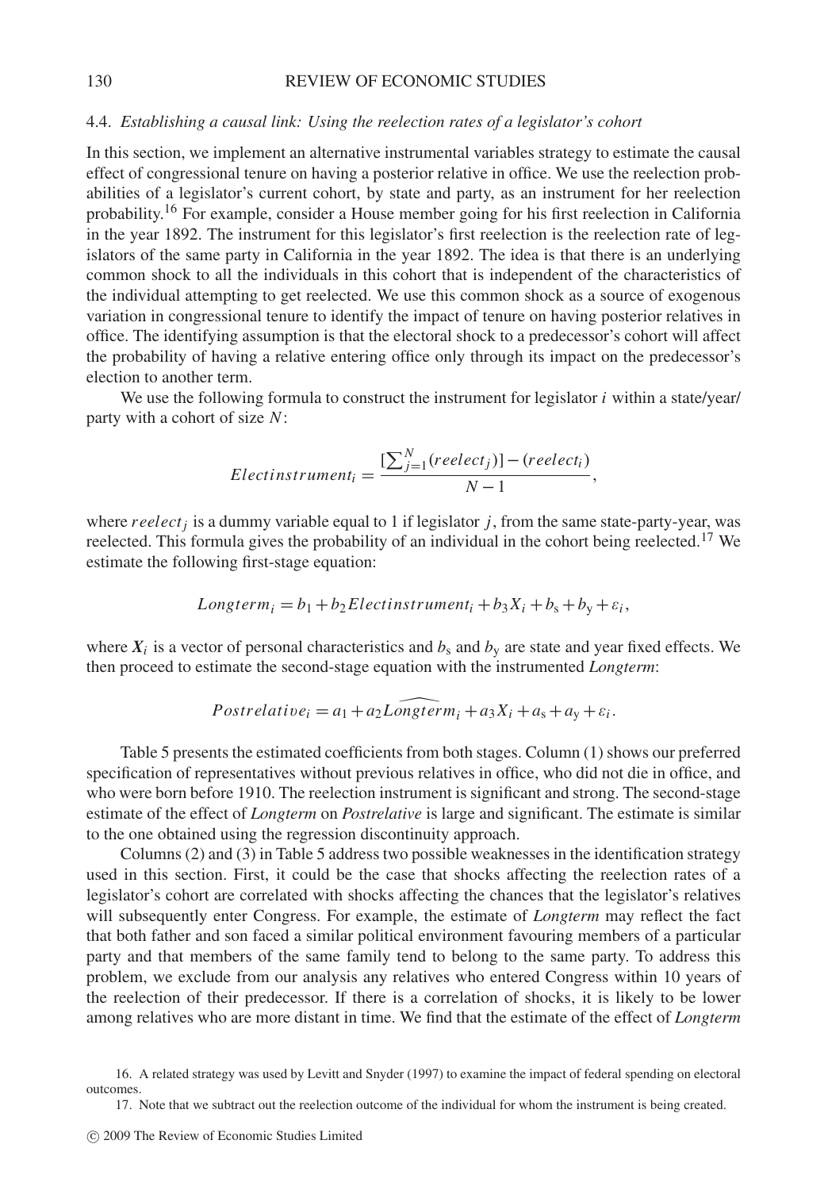### 4.4. *Establishing a causal link: Using the reelection rates of a legislator's cohort*

In this section, we implement an alternative instrumental variables strategy to estimate the causal effect of congressional tenure on having a posterior relative in office. We use the reelection probabilities of a legislator's current cohort, by state and party, as an instrument for her reelection probability.[16] For example, consider a House member going for his first reelection in California in the year 1892. The instrument for this legislator's first reelection is the reelection rate of legislators of the same party in California in the year 1892. The idea is that there is an underlying common shock to all the individuals in this cohort that is independent of the characteristics of the individual attempting to get reelected. We use this common shock as a source of exogenous variation in congressional tenure to identify the impact of tenure on having posterior relatives in office. The identifying assumption is that the electoral shock to a predecessor's cohort will affect the probability of having a relative entering office only through its impact on the predecessor's election to another term.

We use the following formula to construct the instrument for legislator $i$ within a state/year/party with a cohort of size $N$:

$$Electinstrument_i = \frac{[\sum_{j=1}^{N}(reelect_j)] - (reelect_i)}{N-1},$$

where $reelect_j$ is a dummy variable equal to 1 if legislator $j$, from the same state-party-year, was reelected. This formula gives the probability of an individual in the cohort being reelected.[17] We estimate the following first-stage equation:

$$Longterm_i = b_1 + b_2 Electinstrument_i + b_3 X_i + b_s + b_y + \varepsilon_i,$$

where $\boldsymbol{X}_i$ is a vector of personal characteristics and $b_s$ and $b_y$ are state and year fixed effects. We then proceed to estimate the second-stage equation with the instrumented *Longterm*:

$$Postrelative_i = a_1 + a_2 \widehat{Longterm}_i + a_3 X_i + a_s + a_y + \varepsilon_i.$$

Table 5 presents the estimated coefficients from both stages. Column (1) shows our preferred specification of representatives without previous relatives in office, who did not die in office, and who were born before 1910. The reelection instrument is significant and strong. The second-stage estimate of the effect of *Longterm* on *Postrelative* is large and significant. The estimate is similar to the one obtained using the regression discontinuity approach.

Columns (2) and (3) in Table 5 address two possible weaknesses in the identification strategy used in this section. First, it could be the case that shocks affecting the reelection rates of a legislator's cohort are correlated with shocks affecting the chances that the legislator's relatives will subsequently enter Congress. For example, the estimate of *Longterm* may reflect the fact that both father and son faced a similar political environment favouring members of a particular party and that members of the same family tend to belong to the same party. To address this problem, we exclude from our analysis any relatives who entered Congress within 10 years of the reelection of their predecessor. If there is a correlation of shocks, it is likely to be lower among relatives who are more distant in time. We find that the estimate of the effect of *Longterm*

16. A related strategy was used by Levitt and Snyder (1997) to examine the impact of federal spending on electoral outcomes.

17. Note that we subtract out the reelection outcome of the individual for whom the instrument is being created.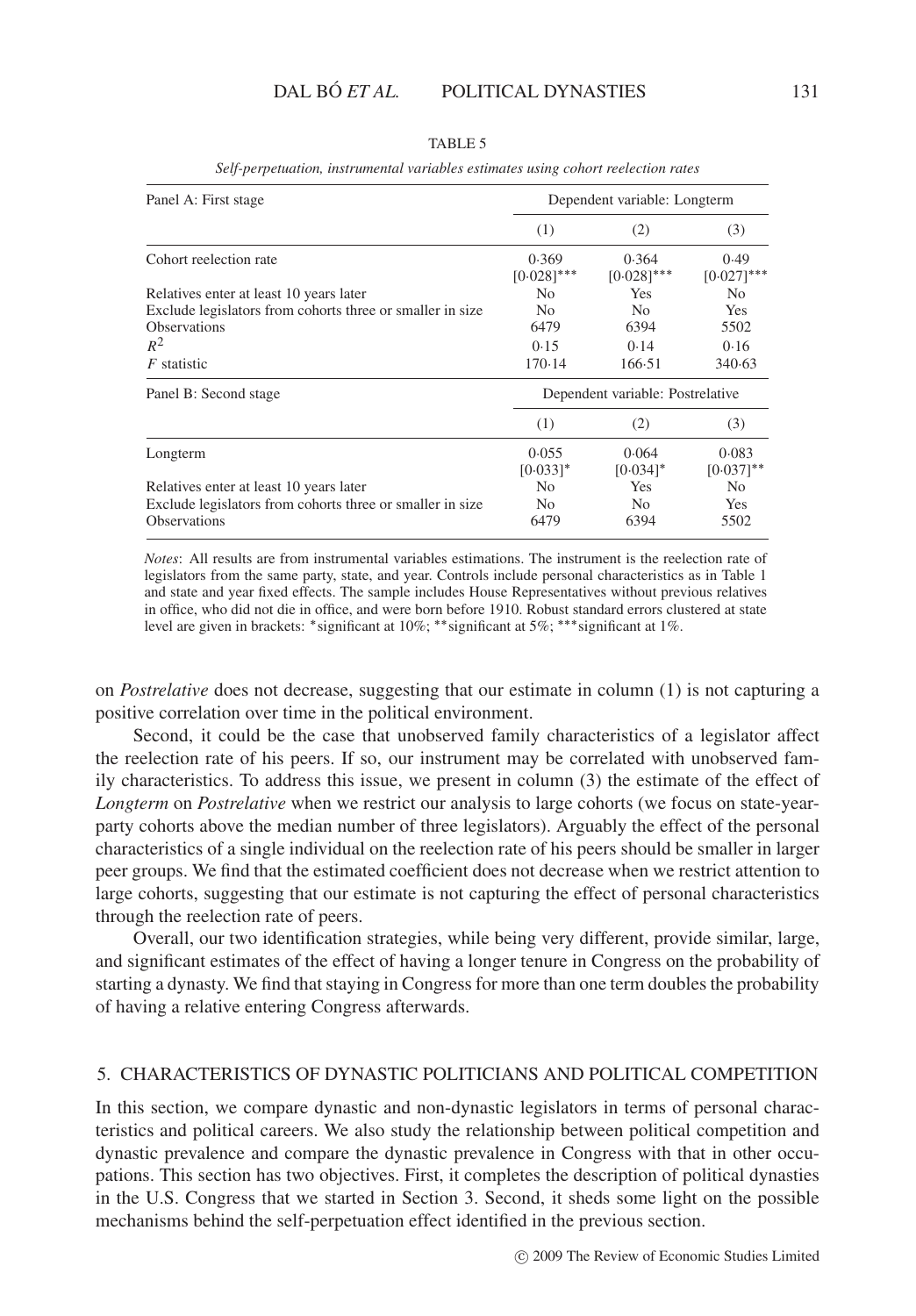TABLE 5

*Self-perpetuation, instrumental variables estimates using cohort reelection rates*

| Panel A: First stage | Dependent variable: Longterm | | |
|---|---|---|---|
| | (1) | (2) | (3) |
| Cohort reelection rate | 0·369 [0·028]*** | 0·364 [0·028]*** | 0·49 [0·027]*** |
| Relatives enter at least 10 years later | No | Yes | No |
| Exclude legislators from cohorts three or smaller in size | No | No | Yes |
| Observations | 6479 | 6394 | 5502 |
| $R^2$ | 0·15 | 0·14 | 0·16 |
| $F$ statistic | 170·14 | 166·51 | 340·63 |
| **Panel B: Second stage** | **Dependent variable: Postrelative** | | |
| | (1) | (2) | (3) |
| Longterm | 0·055 [0·033]* | 0·064 [0·034]* | 0·083 [0·037]** |
| Relatives enter at least 10 years later | No | Yes | No |
| Exclude legislators from cohorts three or smaller in size | No | No | Yes |
| Observations | 6479 | 6394 | 5502 |

*Notes*: All results are from instrumental variables estimations. The instrument is the reelection rate of legislators from the same party, state, and year. Controls include personal characteristics as in Table 1 and state and year fixed effects. The sample includes House Representatives without previous relatives in office, who did not die in office, and were born before 1910. Robust standard errors clustered at state level are given in brackets: *significant at 10%; **significant at 5%; ***significant at 1%.

on *Postrelative* does not decrease, suggesting that our estimate in column (1) is not capturing a positive correlation over time in the political environment.

Second, it could be the case that unobserved family characteristics of a legislator affect the reelection rate of his peers. If so, our instrument may be correlated with unobserved family characteristics. To address this issue, we present in column (3) the estimate of the effect of *Longterm* on *Postrelative* when we restrict our analysis to large cohorts (we focus on state-year-party cohorts above the median number of three legislators). Arguably the effect of the personal characteristics of a single individual on the reelection rate of his peers should be smaller in larger peer groups. We find that the estimated coefficient does not decrease when we restrict attention to large cohorts, suggesting that our estimate is not capturing the effect of personal characteristics through the reelection rate of peers.

Overall, our two identification strategies, while being very different, provide similar, large, and significant estimates of the effect of having a longer tenure in Congress on the probability of starting a dynasty. We find that staying in Congress for more than one term doubles the probability of having a relative entering Congress afterwards.

## 5. CHARACTERISTICS OF DYNASTIC POLITICIANS AND POLITICAL COMPETITION

In this section, we compare dynastic and non-dynastic legislators in terms of personal characteristics and political careers. We also study the relationship between political competition and dynastic prevalence and compare the dynastic prevalence in Congress with that in other occupations. This section has two objectives. First, it completes the description of political dynasties in the U.S. Congress that we started in Section 3. Second, it sheds some light on the possible mechanisms behind the self-perpetuation effect identified in the previous section.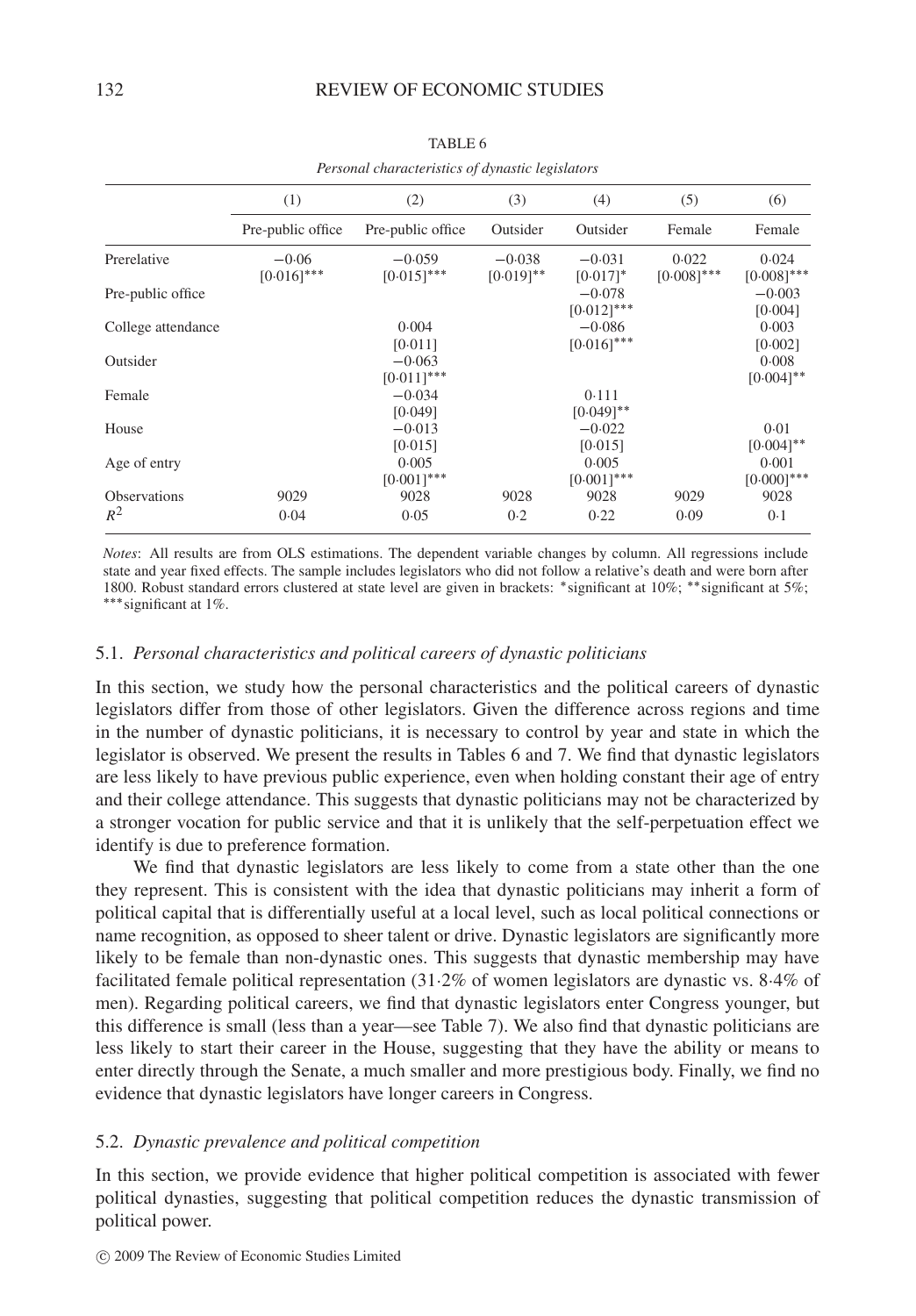TABLE 6

*Personal characteristics of dynastic legislators*

| | (1) | (2) | (3) | (4) | (5) | (6) |
|---|---|---|---|---|---|---|
| | Pre-public office | Pre-public office | Outsider | Outsider | Female | Female |
| Prerelative | −0·06 [0·016]*** | −0·059 [0·015]*** | −0·038 [0·019]** | −0·031 [0·017]* | 0·022 [0·008]*** | 0·024 [0·008]*** |
| Pre-public office | | | | −0·078 [0·012]*** | | −0·003 [0·004] |
| College attendance | | 0·004 [0·011] | | −0·086 [0·016]*** | | 0·003 [0·002] |
| Outsider | | −0·063 [0·011]*** | | | | 0·008 [0·004]** |
| Female | | −0·034 [0·049] | | 0·111 [0·049]** | | |
| House | | −0·013 [0·015] | | −0·022 [0·015] | | 0·01 [0·004]** |
| Age of entry | | 0·005 [0·001]*** | | 0·005 [0·001]*** | | 0·001 [0·000]*** |
| Observations | 9029 | 9028 | 9028 | 9028 | 9029 | 9028 |
| $R^2$ | 0·04 | 0·05 | 0·2 | 0·22 | 0·09 | 0·1 |

*Notes*: All results are from OLS estimations. The dependent variable changes by column. All regressions include state and year fixed effects. The sample includes legislators who did not follow a relative's death and were born after 1800. Robust standard errors clustered at state level are given in brackets: *significant at 10%; **significant at 5%; ***significant at 1%.

### 5.1. *Personal characteristics and political careers of dynastic politicians*

In this section, we study how the personal characteristics and the political careers of dynastic legislators differ from those of other legislators. Given the difference across regions and time in the number of dynastic politicians, it is necessary to control by year and state in which the legislator is observed. We present the results in Tables 6 and 7. We find that dynastic legislators are less likely to have previous public experience, even when holding constant their age of entry and their college attendance. This suggests that dynastic politicians may not be characterized by a stronger vocation for public service and that it is unlikely that the self-perpetuation effect we identify is due to preference formation.

We find that dynastic legislators are less likely to come from a state other than the one they represent. This is consistent with the idea that dynastic politicians may inherit a form of political capital that is differentially useful at a local level, such as local political connections or name recognition, as opposed to sheer talent or drive. Dynastic legislators are significantly more likely to be female than non-dynastic ones. This suggests that dynastic membership may have facilitated female political representation (31·2% of women legislators are dynastic vs. 8·4% of men). Regarding political careers, we find that dynastic legislators enter Congress younger, but this difference is small (less than a year—see Table 7). We also find that dynastic politicians are less likely to start their career in the House, suggesting that they have the ability or means to enter directly through the Senate, a much smaller and more prestigious body. Finally, we find no evidence that dynastic legislators have longer careers in Congress.

### 5.2. *Dynastic prevalence and political competition*

In this section, we provide evidence that higher political competition is associated with fewer political dynasties, suggesting that political competition reduces the dynastic transmission of political power.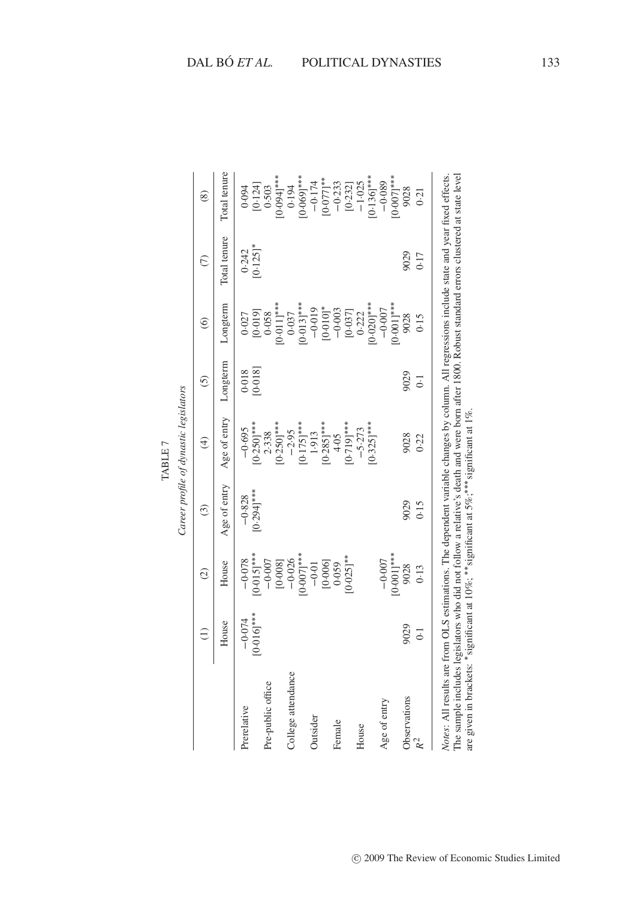TABLE 7

*Career profile of dynastic legislators*

| | (1) | (2) | (3) | (4) | (5) | (6) | (7) | (8) |
|---|---|---|---|---|---|---|---|---|
| | House | House | Age of entry | Age of entry | Longterm | Longterm | Total tenure | Total tenure |
| Prerelative | −0·074 | −0·078 | −0·828 | −0·695 | 0·018 | 0·027 | 0·242 | 0·094 |
| | [0·016]*** | [0·015]*** | [0·294]*** | [0·250]*** | [0·018] | [0·019] | [0·125]* | [0·124] |
| Pre-public office | | −0·007 | | 2·338 | | 0·058 | | 0·503 |
| | | [0·008] | | [0·250]*** | | [0·011]*** | | [0·094]*** |
| College attendance | | −0·026 | | −2·95 | | 0·037 | | 0·194 |
| | | [0·007]*** | | [0·175]*** | | [0·013]*** | | [0·069]*** |
| Outsider | | −0·01 | | 1·913 | | −0·019 | | −0·174 |
| | | [0·006] | | [0·285]*** | | [0·010]* | | [0·077]** |
| Female | | 0·059 | | 4·05 | | −0·003 | | −0·233 |
| | | [0·025]** | | [0·719]*** | | [0·037] | | [0·232] |
| House | | | | −5·273 | | 0·222 | | −1·025 |
| | | | | [0·325]*** | | [0·020]*** | | [0·136]*** |
| Age of entry | | −0·007 | | | | −0·007 | | −0·089 |
| | | [0·001]*** | | | | [0·001]*** | | [0·007]*** |
| Observations | 9029 | 9028 | 9029 | 9028 | 9029 | 9028 | 9029 | 9028 |
| $R^2$ | 0·1 | 0·13 | 0·15 | 0·22 | 0·1 | 0·15 | 0·17 | 0·21 |

*Notes*: All results are from OLS estimations. The dependent variable changes by column. All regressions include state and year fixed effects. The sample includes legislators who did not follow a relative's death and were born after 1800. Robust standard errors clustered at state level are given in brackets: *significant at 10%; **significant at 5%; ***significant at 1%.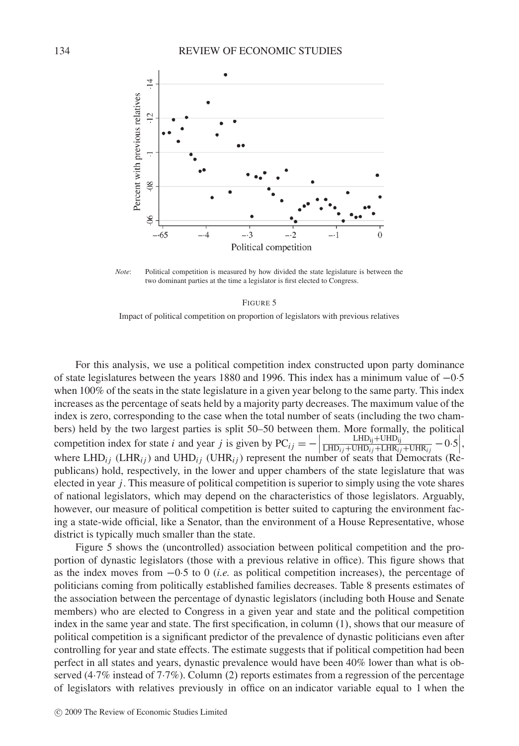*Note*: Political competition is measured by how divided the state legislature is between the two dominant parties at the time a legislator is first elected to Congress.

FIGURE 5

Impact of political competition on proportion of legislators with previous relatives

For this analysis, we use a political competition index constructed upon party dominance of state legislatures between the years 1880 and 1996. This index has a minimum value of −0·5 when 100% of the seats in the state legislature in a given year belong to the same party. This index increases as the percentage of seats held by a majority party decreases. The maximum value of the index is zero, corresponding to the case when the total number of seats (including the two chambers) held by the two largest parties is split 50–50 between them. More formally, the political competition index for state $i$ and year $j$ is given by $PC_{ij} = -\left|\frac{LHD_{ij}+UHD_{ij}}{LHD_{ij}+UHD_{ij}+LHR_{ij}+UHR_{ij}} - 0{\cdot}5\right|$, where $LHD_{ij}$ ($LHR_{ij}$) and $UHD_{ij}$ ($UHR_{ij}$) represent the number of seats that Democrats (Republicans) hold, respectively, in the lower and upper chambers of the state legislature that was elected in year $j$. This measure of political competition is superior to simply using the vote shares of national legislators, which may depend on the characteristics of those legislators. Arguably, however, our measure of political competition is better suited to capturing the environment facing a state-wide official, like a Senator, than the environment of a House Representative, whose district is typically much smaller than the state.

Figure 5 shows the (uncontrolled) association between political competition and the proportion of dynastic legislators (those with a previous relative in office). This figure shows that as the index moves from −0·5 to 0 (*i.e.* as political competition increases), the percentage of politicians coming from politically established families decreases. Table 8 presents estimates of the association between the percentage of dynastic legislators (including both House and Senate members) who are elected to Congress in a given year and state and the political competition index in the same year and state. The first specification, in column (1), shows that our measure of political competition is a significant predictor of the prevalence of dynastic politicians even after controlling for year and state effects. The estimate suggests that if political competition had been perfect in all states and years, dynastic prevalence would have been 40% lower than what is observed (4·7% instead of 7·7%). Column (2) reports estimates from a regression of the percentage of legislators with relatives previously in office on an indicator variable equal to 1 when the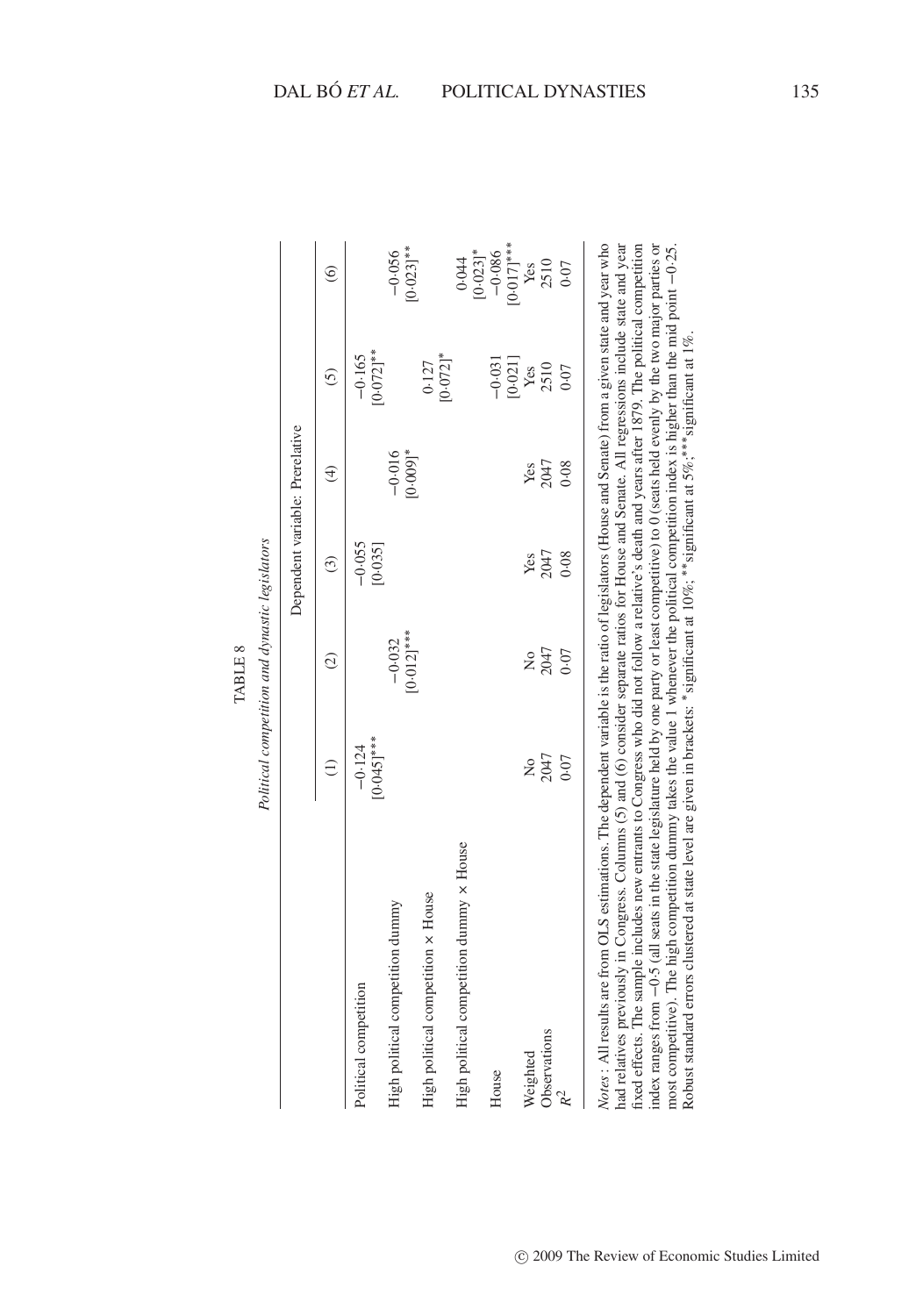TABLE 8

*Political competition and dynastic legislators*

| | Dependent variable: Prerelative | | | | | |
|---|---|---|---|---|---|---|
| | (1) | (2) | (3) | (4) | (5) | (6) |
| Political competition | −0·124 | | −0·055 | | −0·165 | |
| | [0·045]*** | | [0·035] | | [0·072]** | |
| High political competition dummy | | −0·032 | | −0·016 | | −0·056 |
| | | [0·012]*** | | [0·009]* | | [0·023]** |
| High political competition × House | | | | | 0·127 | |
| | | | | | [0·072]* | |
| High political competition dummy × House | | | | | | 0·044 |
| | | | | | | [0·023]* |
| House | | | | | −0·031 | −0·086 |
| | | | | | [0·021] | [0·017]*** |
| Weighted | No | No | Yes | Yes | Yes | Yes |
| Observations | 2047 | 2047 | 2047 | 2047 | 2510 | 2510 |
| $R^2$ | 0·07 | 0·07 | 0·08 | 0·08 | 0·07 | 0·07 |

*Notes*: All results are from OLS estimations. The dependent variable is the ratio of legislators (House and Senate) from a given state and year who had relatives previously in Congress. Columns (5) and (6) consider separate ratios for House and Senate. All regressions include state and year fixed effects. The sample includes new entrants to Congress who did not follow a relative's death and years after 1879. The political competition index ranges from −0·5 (all seats in the state legislature held by one party or least competitive) to 0 (seats held evenly by the two major parties or most competitive). The high competition dummy takes the value 1 whenever the political competition index is higher than the mid point −0·25. Robust standard errors clustered at state level are given in brackets: *significant at 10%; **significant at 5%; ***significant at 1%.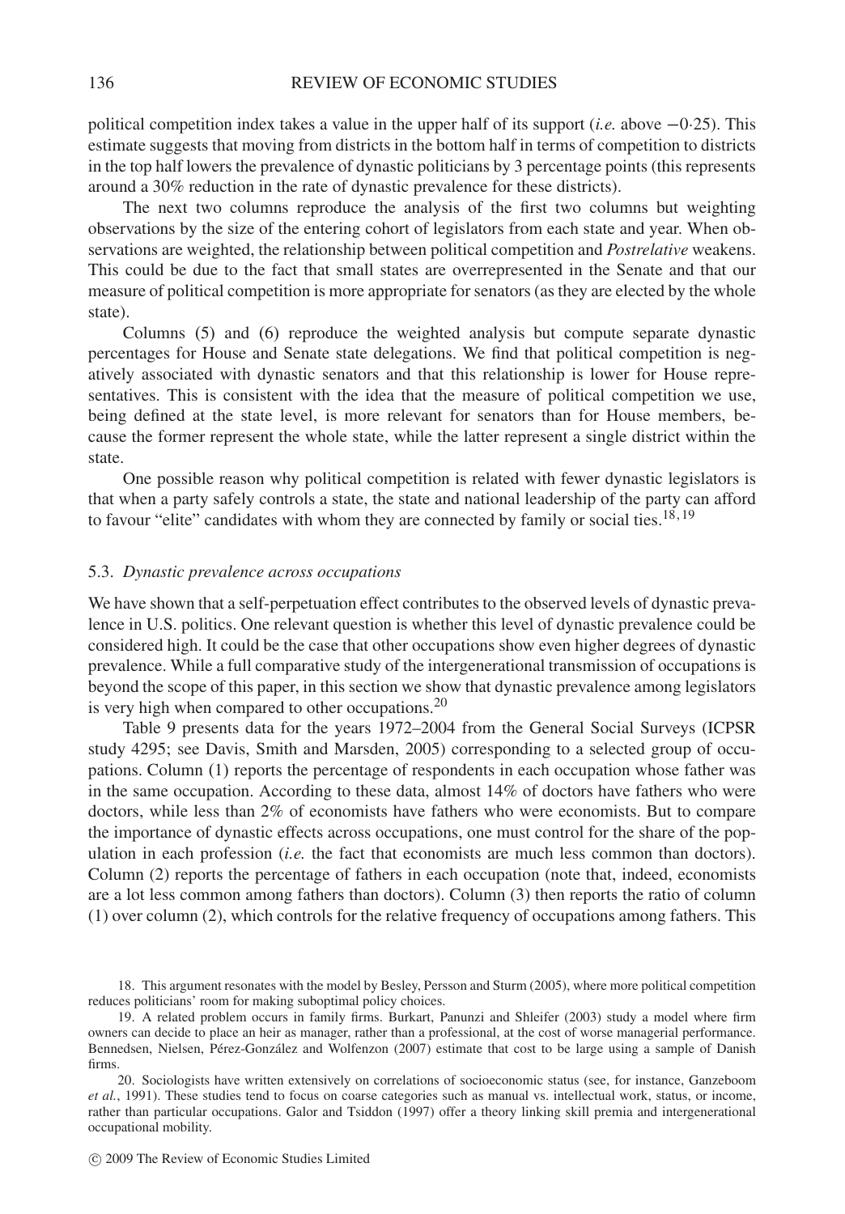political competition index takes a value in the upper half of its support (*i.e.* above $-0{\cdot}25$). This estimate suggests that moving from districts in the bottom half in terms of competition to districts in the top half lowers the prevalence of dynastic politicians by 3 percentage points (this represents around a 30% reduction in the rate of dynastic prevalence for these districts).

The next two columns reproduce the analysis of the first two columns but weighting observations by the size of the entering cohort of legislators from each state and year. When observations are weighted, the relationship between political competition and *Postrelative* weakens. This could be due to the fact that small states are overrepresented in the Senate and that our measure of political competition is more appropriate for senators (as they are elected by the whole state).

Columns (5) and (6) reproduce the weighted analysis but compute separate dynastic percentages for House and Senate state delegations. We find that political competition is negatively associated with dynastic senators and that this relationship is lower for House representatives. This is consistent with the idea that the measure of political competition we use, being defined at the state level, is more relevant for senators than for House members, because the former represent the whole state, while the latter represent a single district within the state.

One possible reason why political competition is related with fewer dynastic legislators is that when a party safely controls a state, the state and national leadership of the party can afford to favour "elite" candidates with whom they are connected by family or social ties.[18,19]

### 5.3. *Dynastic prevalence across occupations*

We have shown that a self-perpetuation effect contributes to the observed levels of dynastic prevalence in U.S. politics. One relevant question is whether this level of dynastic prevalence could be considered high. It could be the case that other occupations show even higher degrees of dynastic prevalence. While a full comparative study of the intergenerational transmission of occupations is beyond the scope of this paper, in this section we show that dynastic prevalence among legislators is very high when compared to other occupations.[20]

Table 9 presents data for the years 1972–2004 from the General Social Surveys (ICPSR study 4295; see Davis, Smith and Marsden, 2005) corresponding to a selected group of occupations. Column (1) reports the percentage of respondents in each occupation whose father was in the same occupation. According to these data, almost 14% of doctors have fathers who were doctors, while less than 2% of economists have fathers who were economists. But to compare the importance of dynastic effects across occupations, one must control for the share of the population in each profession (*i.e.* the fact that economists are much less common than doctors). Column (2) reports the percentage of fathers in each occupation (note that, indeed, economists are a lot less common among fathers than doctors). Column (3) then reports the ratio of column (1) over column (2), which controls for the relative frequency of occupations among fathers. This

18. This argument resonates with the model by Besley, Persson and Sturm (2005), where more political competition reduces politicians' room for making suboptimal policy choices.

19. A related problem occurs in family firms. Burkart, Panunzi and Shleifer (2003) study a model where firm owners can decide to place an heir as manager, rather than a professional, at the cost of worse managerial performance. Bennedsen, Nielsen, Pérez-González and Wolfenzon (2007) estimate that cost to be large using a sample of Danish firms.

20. Sociologists have written extensively on correlations of socioeconomic status (see, for instance, Ganzeboom *et al.*, 1991). These studies tend to focus on coarse categories such as manual vs. intellectual work, status, or income, rather than particular occupations. Galor and Tsiddon (1997) offer a theory linking skill premia and intergenerational occupational mobility.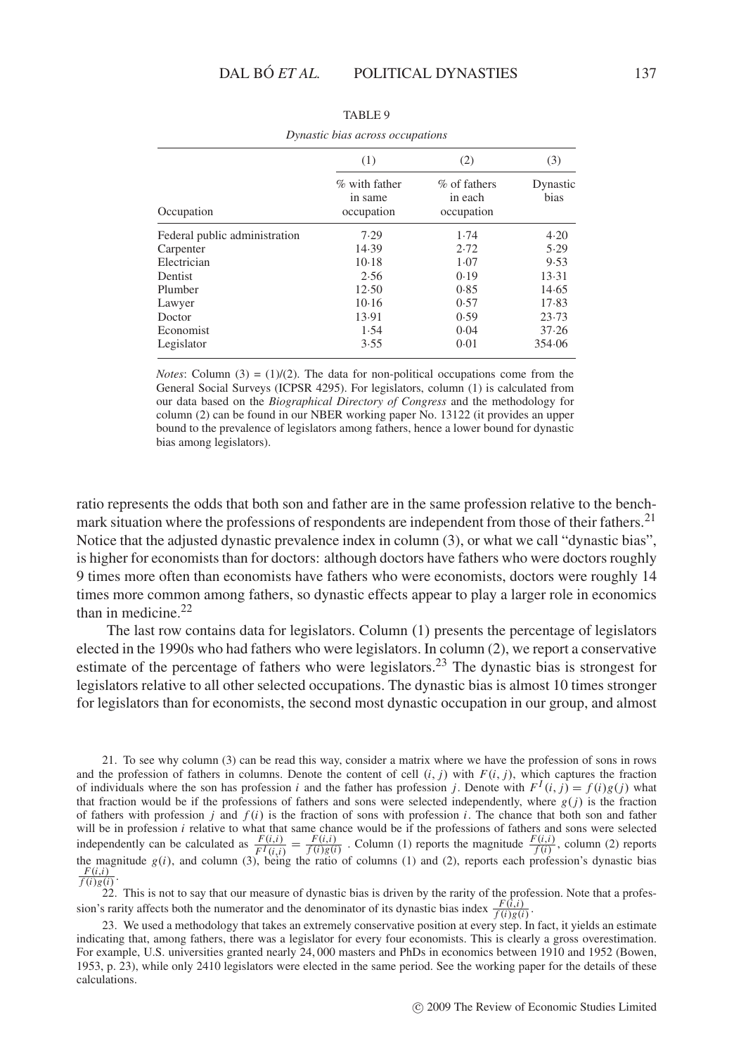TABLE 9

*Dynastic bias across occupations*

| Occupation | (1) % with father in same occupation | (2) % of fathers in each occupation | (3) Dynastic bias |
|---|---|---|---|
| Federal public administration | 7·29 | 1·74 | 4·20 |
| Carpenter | 14·39 | 2·72 | 5·29 |
| Electrician | 10·18 | 1·07 | 9·53 |
| Dentist | 2·56 | 0·19 | 13·31 |
| Plumber | 12·50 | 0·85 | 14·65 |
| Lawyer | 10·16 | 0·57 | 17·83 |
| Doctor | 13·91 | 0·59 | 23·73 |
| Economist | 1·54 | 0·04 | 37·26 |
| Legislator | 3·55 | 0·01 | 354·06 |

*Notes*: Column (3) = (1)/(2). The data for non-political occupations come from the General Social Surveys (ICPSR 4295). For legislators, column (1) is calculated from our data based on the *Biographical Directory of Congress* and the methodology for column (2) can be found in our NBER working paper No. 13122 (it provides an upper bound to the prevalence of legislators among fathers, hence a lower bound for dynastic bias among legislators).

ratio represents the odds that both son and father are in the same profession relative to the benchmark situation where the professions of respondents are independent from those of their fathers.[21] Notice that the adjusted dynastic prevalence index in column (3), or what we call "dynastic bias", is higher for economists than for doctors: although doctors have fathers who were doctors roughly 9 times more often than economists have fathers who were economists, doctors were roughly 14 times more common among fathers, so dynastic effects appear to play a larger role in economics than in medicine.[22]

The last row contains data for legislators. Column (1) presents the percentage of legislators elected in the 1990s who had fathers who were legislators. In column (2), we report a conservative estimate of the percentage of fathers who were legislators.[23] The dynastic bias is strongest for legislators relative to all other selected occupations. The dynastic bias is almost 10 times stronger for legislators than for economists, the second most dynastic occupation in our group, and almost

21. To see why column (3) can be read this way, consider a matrix where we have the profession of sons in rows and the profession of fathers in columns. Denote the content of cell $(i, j)$ with $F(i, j)$, which captures the fraction of individuals where the son has profession $i$ and the father has profession $j$. Denote with $F^I(i, j) = f(i)g(j)$ what that fraction would be if the professions of fathers and sons were selected independently, where $g(j)$ is the fraction of fathers with profession $j$ and $f(i)$ is the fraction of sons with profession $i$. The chance that both son and father will be in profession $i$ relative to what that same chance would be if the professions of fathers and sons were selected independently can be calculated as $\frac{F(i,i)}{F^I(i,i)} = \frac{F(i,i)}{f(i)g(i)}$. Column (1) reports the magnitude $\frac{F(i,i)}{f(i)}$, column (2) reports the magnitude $g(i)$, and column (3), being the ratio of columns (1) and (2), reports each profession's dynastic bias $\frac{F(i,i)}{f(i)g(i)}$.

22. This is not to say that our measure of dynastic bias is driven by the rarity of the profession. Note that a profession's rarity affects both the numerator and the denominator of its dynastic bias index $\frac{F(i,i)}{f(i)g(i)}$.

23. We used a methodology that takes an extremely conservative position at every step. In fact, it yields an estimate indicating that, among fathers, there was a legislator for every four economists. This is clearly a gross overestimation. For example, U.S. universities granted nearly 24,000 masters and PhDs in economics between 1910 and 1952 (Bowen, 1953, p. 23), while only 2410 legislators were elected in the same period. See the working paper for the details of these calculations.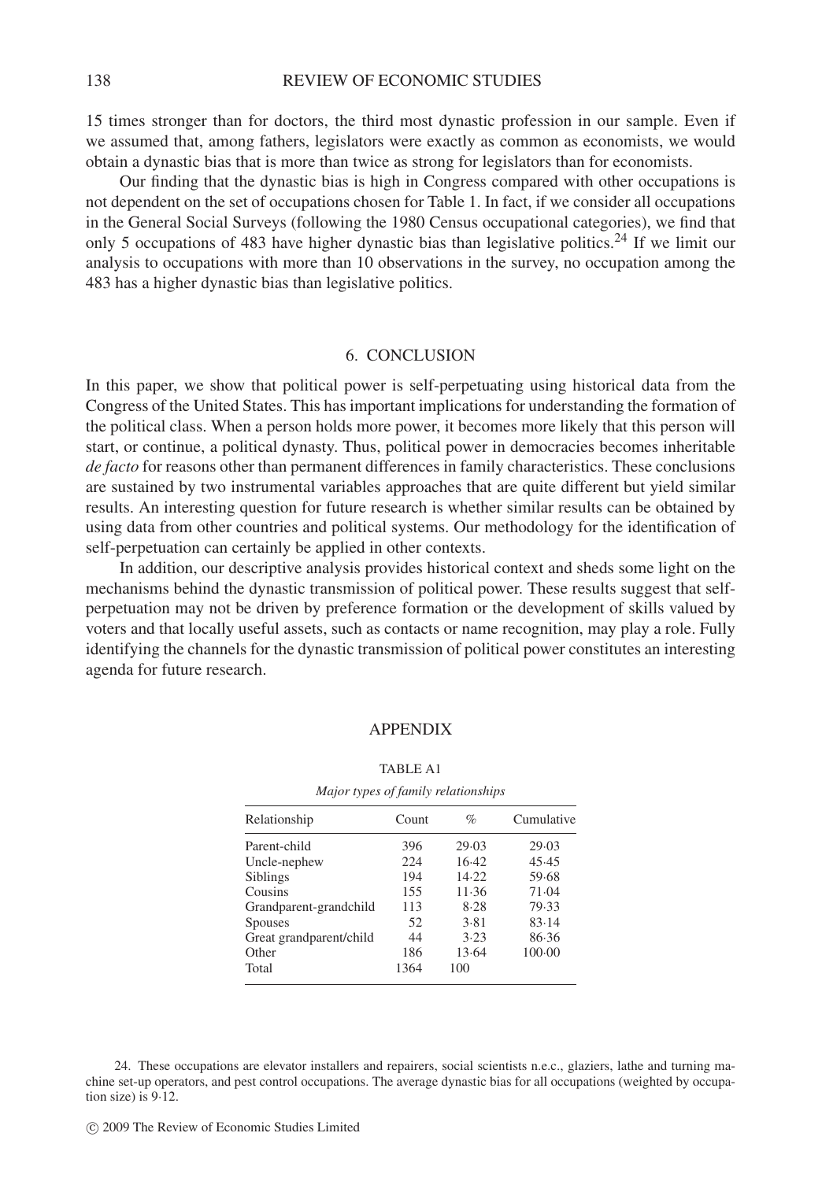15 times stronger than for doctors, the third most dynastic profession in our sample. Even if we assumed that, among fathers, legislators were exactly as common as economists, we would obtain a dynastic bias that is more than twice as strong for legislators than for economists.

Our finding that the dynastic bias is high in Congress compared with other occupations is not dependent on the set of occupations chosen for Table 1. In fact, if we consider all occupations in the General Social Surveys (following the 1980 Census occupational categories), we find that only 5 occupations of 483 have higher dynastic bias than legislative politics.[24] If we limit our analysis to occupations with more than 10 observations in the survey, no occupation among the 483 has a higher dynastic bias than legislative politics.

## 6. CONCLUSION

In this paper, we show that political power is self-perpetuating using historical data from the Congress of the United States. This has important implications for understanding the formation of the political class. When a person holds more power, it becomes more likely that this person will start, or continue, a political dynasty. Thus, political power in democracies becomes inheritable *de facto* for reasons other than permanent differences in family characteristics. These conclusions are sustained by two instrumental variables approaches that are quite different but yield similar results. An interesting question for future research is whether similar results can be obtained by using data from other countries and political systems. Our methodology for the identification of self-perpetuation can certainly be applied in other contexts.

In addition, our descriptive analysis provides historical context and sheds some light on the mechanisms behind the dynastic transmission of political power. These results suggest that self-perpetuation may not be driven by preference formation or the development of skills valued by voters and that locally useful assets, such as contacts or name recognition, may play a role. Fully identifying the channels for the dynastic transmission of political power constitutes an interesting agenda for future research.

## APPENDIX

TABLE A1

*Major types of family relationships*

| Relationship | Count | % | Cumulative |
|---|---|---|---|
| Parent-child | 396 | 29·03 | 29·03 |
| Uncle-nephew | 224 | 16·42 | 45·45 |
| Siblings | 194 | 14·22 | 59·68 |
| Cousins | 155 | 11·36 | 71·04 |
| Grandparent-grandchild | 113 | 8·28 | 79·33 |
| Spouses | 52 | 3·81 | 83·14 |
| Great grandparent/child | 44 | 3·23 | 86·36 |
| Other | 186 | 13·64 | 100·00 |
| Total | 1364 | 100 | |

24. These occupations are elevator installers and repairers, social scientists n.e.c., glaziers, lathe and turning machine set-up operators, and pest control occupations. The average dynastic bias for all occupations (weighted by occupation size) is 9·12.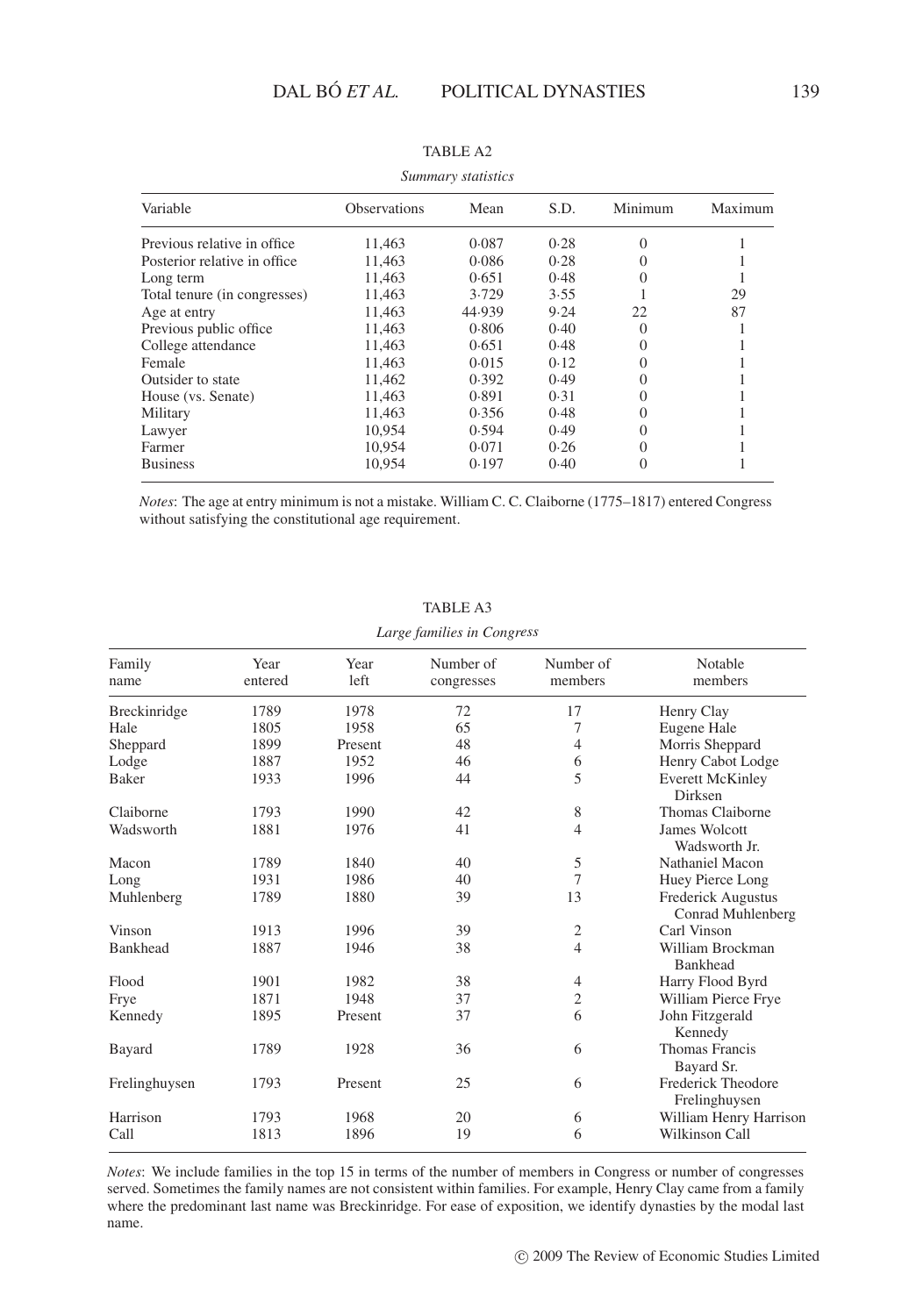TABLE A2

*Summary statistics*

| Variable | Observations | Mean | S.D. | Minimum | Maximum |
|---|---|---|---|---|---|
| Previous relative in office | 11,463 | 0·087 | 0·28 | 0 | 1 |
| Posterior relative in office | 11,463 | 0·086 | 0·28 | 0 | 1 |
| Long term | 11,463 | 0·651 | 0·48 | 0 | 1 |
| Total tenure (in congresses) | 11,463 | 3·729 | 3·55 | 1 | 29 |
| Age at entry | 11,463 | 44·939 | 9·24 | 22 | 87 |
| Previous public office | 11,463 | 0·806 | 0·40 | 0 | 1 |
| College attendance | 11,463 | 0·651 | 0·48 | 0 | 1 |
| Female | 11,463 | 0·015 | 0·12 | 0 | 1 |
| Outsider to state | 11,462 | 0·392 | 0·49 | 0 | 1 |
| House (vs. Senate) | 11,463 | 0·891 | 0·31 | 0 | 1 |
| Military | 11,463 | 0·356 | 0·48 | 0 | 1 |
| Lawyer | 10,954 | 0·594 | 0·49 | 0 | 1 |
| Farmer | 10,954 | 0·071 | 0·26 | 0 | 1 |
| Business | 10,954 | 0·197 | 0·40 | 0 | 1 |

*Notes*: The age at entry minimum is not a mistake. William C. C. Claiborne (1775–1817) entered Congress without satisfying the constitutional age requirement.

TABLE A3

*Large families in Congress*

| Family name | Year entered | Year left | Number of congresses | Number of members | Notable members |
|---|---|---|---|---|---|
| Breckinridge | 1789 | 1978 | 72 | 17 | Henry Clay |
| Hale | 1805 | 1958 | 65 | 7 | Eugene Hale |
| Sheppard | 1899 | Present | 48 | 4 | Morris Sheppard |
| Lodge | 1887 | 1952 | 46 | 6 | Henry Cabot Lodge |
| Baker | 1933 | 1996 | 44 | 5 | Everett McKinley Dirksen |
| Claiborne | 1793 | 1990 | 42 | 8 | Thomas Claiborne |
| Wadsworth | 1881 | 1976 | 41 | 4 | James Wolcott Wadsworth Jr. |
| Macon | 1789 | 1840 | 40 | 5 | Nathaniel Macon |
| Long | 1931 | 1986 | 40 | 7 | Huey Pierce Long |
| Muhlenberg | 1789 | 1880 | 39 | 13 | Frederick Augustus Conrad Muhlenberg |
| Vinson | 1913 | 1996 | 39 | 2 | Carl Vinson |
| Bankhead | 1887 | 1946 | 38 | 4 | William Brockman Bankhead |
| Flood | 1901 | 1982 | 38 | 4 | Harry Flood Byrd |
| Frye | 1871 | 1948 | 37 | 2 | William Pierce Frye |
| Kennedy | 1895 | Present | 37 | 6 | John Fitzgerald Kennedy |
| Bayard | 1789 | 1928 | 36 | 6 | Thomas Francis Bayard Sr. |
| Frelinghuysen | 1793 | Present | 25 | 6 | Frederick Theodore Frelinghuysen |
| Harrison | 1793 | 1968 | 20 | 6 | William Henry Harrison |
| Call | 1813 | 1896 | 19 | 6 | Wilkinson Call |

*Notes*: We include families in the top 15 in terms of the number of members in Congress or number of congresses served. Sometimes the family names are not consistent within families. For example, Henry Clay came from a family where the predominant last name was Breckinridge. For ease of exposition, we identify dynasties by the modal last name.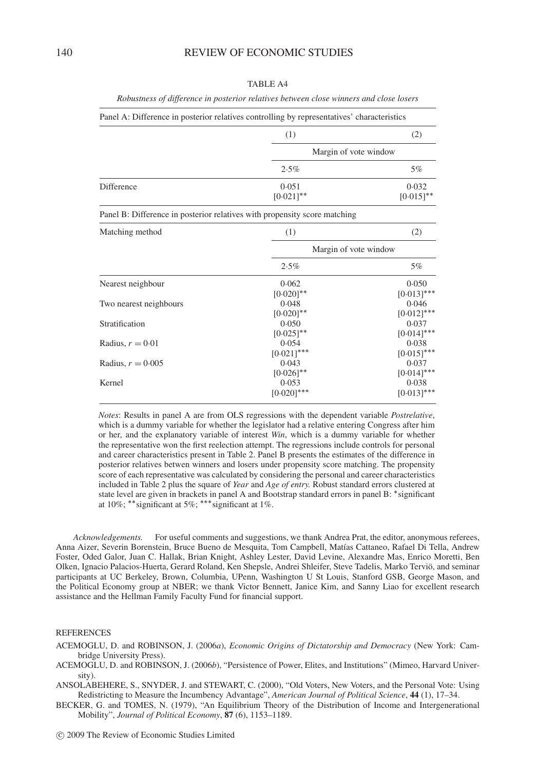TABLE A4

*Robustness of difference in posterior relatives between close winners and close losers*

Panel A: Difference in posterior relatives controlling by representatives' characteristics

| | (1) | (2) |
|---|---|---|
| | Margin of vote window | |
| | 2·5% | 5% |
| Difference | 0·051 [0·021]** | 0·032 [0·015]** |

Panel B: Difference in posterior relatives with propensity score matching

| Matching method | (1) | (2) |
|---|---|---|
| | Margin of vote window | |
| | 2·5% | 5% |
| Nearest neighbour | 0·062 [0·020]** | 0·050 [0·013]*** |
| Two nearest neighbours | 0·048 [0·020]** | 0·046 [0·012]*** |
| Stratification | 0·050 [0·025]** | 0·037 [0·014]*** |
| Radius, $r = 0{\cdot}01$ | 0·054 [0·021]*** | 0·038 [0·015]*** |
| Radius, $r = 0{\cdot}005$ | 0·043 [0·026]** | 0·037 [0·014]*** |
| Kernel | 0·053 [0·020]*** | 0·038 [0·013]*** |

*Notes*: Results in panel A are from OLS regressions with the dependent variable *Postrelative*, which is a dummy variable for whether the legislator had a relative entering Congress after him or her, and the explanatory variable of interest *Win*, which is a dummy variable for whether the representative won the first reelection attempt. The regressions include controls for personal and career characteristics present in Table 2. Panel B presents the estimates of the difference in posterior relatives betwen winners and losers under propensity score matching. The propensity score of each representative was calculated by considering the personal and career characteristics included in Table 2 plus the square of *Year* and *Age of entry.* Robust standard errors clustered at state level are given in brackets in panel A and Bootstrap standard errors in panel B: *significant at 10%; **significant at 5%; ***significant at 1%.

*Acknowledgements.* For useful comments and suggestions, we thank Andrea Prat, the editor, anonymous referees, Anna Aizer, Severin Borenstein, Bruce Bueno de Mesquita, Tom Campbell, Matías Cattaneo, Rafael Di Tella, Andrew Foster, Oded Galor, Juan C. Hallak, Brian Knight, Ashley Lester, David Levine, Alexandre Mas, Enrico Moretti, Ben Olken, Ignacio Palacios-Huerta, Gerard Roland, Ken Shepsle, Andrei Shleifer, Steve Tadelis, Marko Terviö, and seminar participants at UC Berkeley, Brown, Columbia, UPenn, Washington U St Louis, Stanford GSB, George Mason, and the Political Economy group at NBER; we thank Victor Bennett, Janice Kim, and Sanny Liao for excellent research assistance and the Hellman Family Faculty Fund for financial support.

## REFERENCES

ACEMOGLU, D. and ROBINSON, J. (2006*a*), *Economic Origins of Dictatorship and Democracy* (New York: Cambridge University Press).

ACEMOGLU, D. and ROBINSON, J. (2006*b*), "Persistence of Power, Elites, and Institutions" (Mimeo, Harvard University).

ANSOLABEHERE, S., SNYDER, J. and STEWART, C. (2000), "Old Voters, New Voters, and the Personal Vote: Using Redistricting to Measure the Incumbency Advantage", *American Journal of Political Science*, **44** (1), 17–34.

BECKER, G. and TOMES, N. (1979), "An Equilibrium Theory of the Distribution of Income and Intergenerational Mobility", *Journal of Political Economy*, **87** (6), 1153–1189.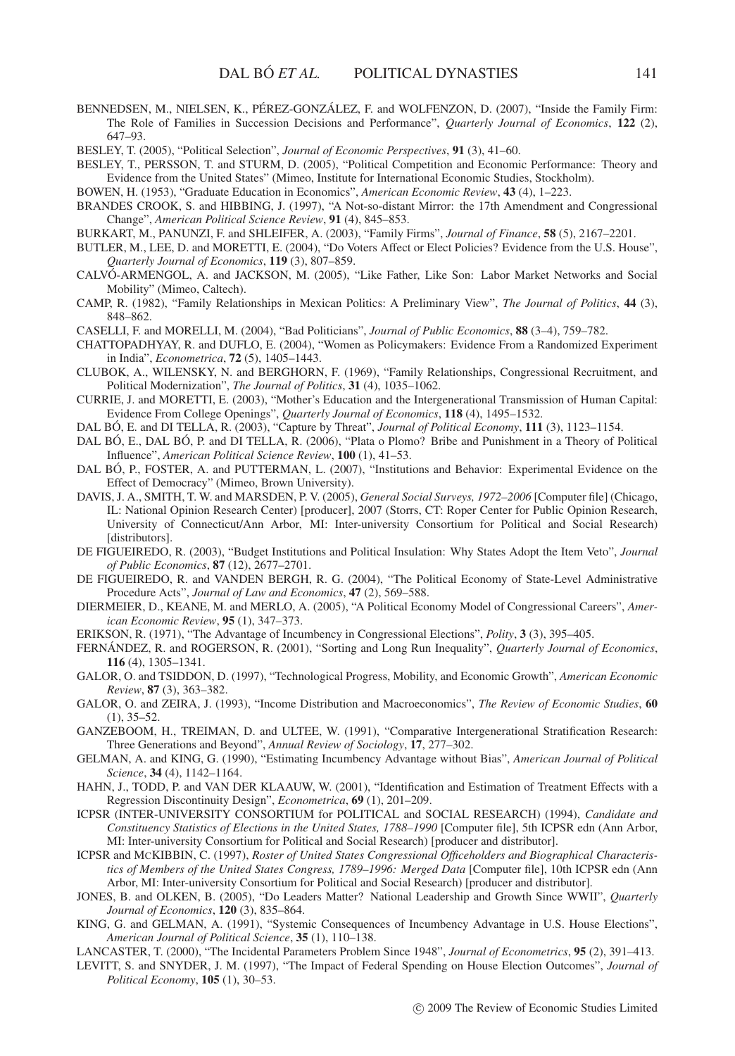BENNEDSEN, M., NIELSEN, K., PÉREZ-GONZÁLEZ, F. and WOLFENZON, D. (2007), "Inside the Family Firm: The Role of Families in Succession Decisions and Performance", *Quarterly Journal of Economics*, **122** (2), 647–93.

BESLEY, T. (2005), "Political Selection", *Journal of Economic Perspectives*, **91** (3), 41–60.

BESLEY, T., PERSSON, T. and STURM, D. (2005), "Political Competition and Economic Performance: Theory and Evidence from the United States" (Mimeo, Institute for International Economic Studies, Stockholm).

BOWEN, H. (1953), "Graduate Education in Economics", *American Economic Review*, **43** (4), 1–223.

BRANDES CROOK, S. and HIBBING, J. (1997), "A Not-so-distant Mirror: the 17th Amendment and Congressional Change", *American Political Science Review*, **91** (4), 845–853.

BURKART, M., PANUNZI, F. and SHLEIFER, A. (2003), "Family Firms", *Journal of Finance*, **58** (5), 2167–2201.

BUTLER, M., LEE, D. and MORETTI, E. (2004), "Do Voters Affect or Elect Policies? Evidence from the U.S. House", *Quarterly Journal of Economics*, **119** (3), 807–859.

CALVÓ-ARMENGOL, A. and JACKSON, M. (2005), "Like Father, Like Son: Labor Market Networks and Social Mobility" (Mimeo, Caltech).

CAMP, R. (1982), "Family Relationships in Mexican Politics: A Preliminary View", *The Journal of Politics*, **44** (3), 848–862.

CASELLI, F. and MORELLI, M. (2004), "Bad Politicians", *Journal of Public Economics*, **88** (3–4), 759–782.

CHATTOPADHYAY, R. and DUFLO, E. (2004), "Women as Policymakers: Evidence From a Randomized Experiment in India", *Econometrica*, **72** (5), 1405–1443.

CLUBOK, A., WILENSKY, N. and BERGHORN, F. (1969), "Family Relationships, Congressional Recruitment, and Political Modernization", *The Journal of Politics*, **31** (4), 1035–1062.

CURRIE, J. and MORETTI, E. (2003), "Mother's Education and the Intergenerational Transmission of Human Capital: Evidence From College Openings", *Quarterly Journal of Economics*, **118** (4), 1495–1532.

DAL BÓ, E. and DI TELLA, R. (2003), "Capture by Threat", *Journal of Political Economy*, **111** (3), 1123–1154.

DAL BÓ, E., DAL BÓ, P. and DI TELLA, R. (2006), "Plata o Plomo? Bribe and Punishment in a Theory of Political Influence", *American Political Science Review*, **100** (1), 41–53.

DAL BÓ, P., FOSTER, A. and PUTTERMAN, L. (2007), "Institutions and Behavior: Experimental Evidence on the Effect of Democracy" (Mimeo, Brown University).

DAVIS, J. A., SMITH, T. W. and MARSDEN, P. V. (2005), *General Social Surveys, 1972–2006* [Computer file] (Chicago, IL: National Opinion Research Center) [producer], 2007 (Storrs, CT: Roper Center for Public Opinion Research, University of Connecticut/Ann Arbor, MI: Inter-university Consortium for Political and Social Research) [distributors].

DE FIGUEIREDO, R. (2003), "Budget Institutions and Political Insulation: Why States Adopt the Item Veto", *Journal of Public Economics*, **87** (12), 2677–2701.

DE FIGUEIREDO, R. and VANDEN BERGH, R. G. (2004), "The Political Economy of State-Level Administrative Procedure Acts", *Journal of Law and Economics*, **47** (2), 569–588.

DIERMEIER, D., KEANE, M. and MERLO, A. (2005), "A Political Economy Model of Congressional Careers", *American Economic Review*, **95** (1), 347–373.

ERIKSON, R. (1971), "The Advantage of Incumbency in Congressional Elections", *Polity*, **3** (3), 395–405.

FERNÁNDEZ, R. and ROGERSON, R. (2001), "Sorting and Long Run Inequality", *Quarterly Journal of Economics*, **116** (4), 1305–1341.

GALOR, O. and TSIDDON, D. (1997), "Technological Progress, Mobility, and Economic Growth", *American Economic Review*, **87** (3), 363–382.

GALOR, O. and ZEIRA, J. (1993), "Income Distribution and Macroeconomics", *The Review of Economic Studies*, **60** (1), 35–52.

GANZEBOOM, H., TREIMAN, D. and ULTEE, W. (1991), "Comparative Intergenerational Stratification Research: Three Generations and Beyond", *Annual Review of Sociology*, **17**, 277–302.

GELMAN, A. and KING, G. (1990), "Estimating Incumbency Advantage without Bias", *American Journal of Political Science*, **34** (4), 1142–1164.

HAHN, J., TODD, P. and VAN DER KLAAUW, W. (2001), "Identification and Estimation of Treatment Effects with a Regression Discontinuity Design", *Econometrica*, **69** (1), 201–209.

ICPSR (INTER-UNIVERSITY CONSORTIUM for POLITICAL and SOCIAL RESEARCH) (1994), *Candidate and Constituency Statistics of Elections in the United States, 1788–1990* [Computer file], 5th ICPSR edn (Ann Arbor, MI: Inter-university Consortium for Political and Social Research) [producer and distributor].

ICPSR and MCKIBBIN, C. (1997), *Roster of United States Congressional Officeholders and Biographical Characteristics of Members of the United States Congress, 1789–1996: Merged Data* [Computer file], 10th ICPSR edn (Ann Arbor, MI: Inter-university Consortium for Political and Social Research) [producer and distributor].

JONES, B. and OLKEN, B. (2005), "Do Leaders Matter? National Leadership and Growth Since WWII", *Quarterly Journal of Economics*, **120** (3), 835–864.

KING, G. and GELMAN, A. (1991), "Systemic Consequences of Incumbency Advantage in U.S. House Elections", *American Journal of Political Science*, **35** (1), 110–138.

LANCASTER, T. (2000), "The Incidental Parameters Problem Since 1948", *Journal of Econometrics*, **95** (2), 391–413.

LEVITT, S. and SNYDER, J. M. (1997), "The Impact of Federal Spending on House Election Outcomes", *Journal of Political Economy*, **105** (1), 30–53.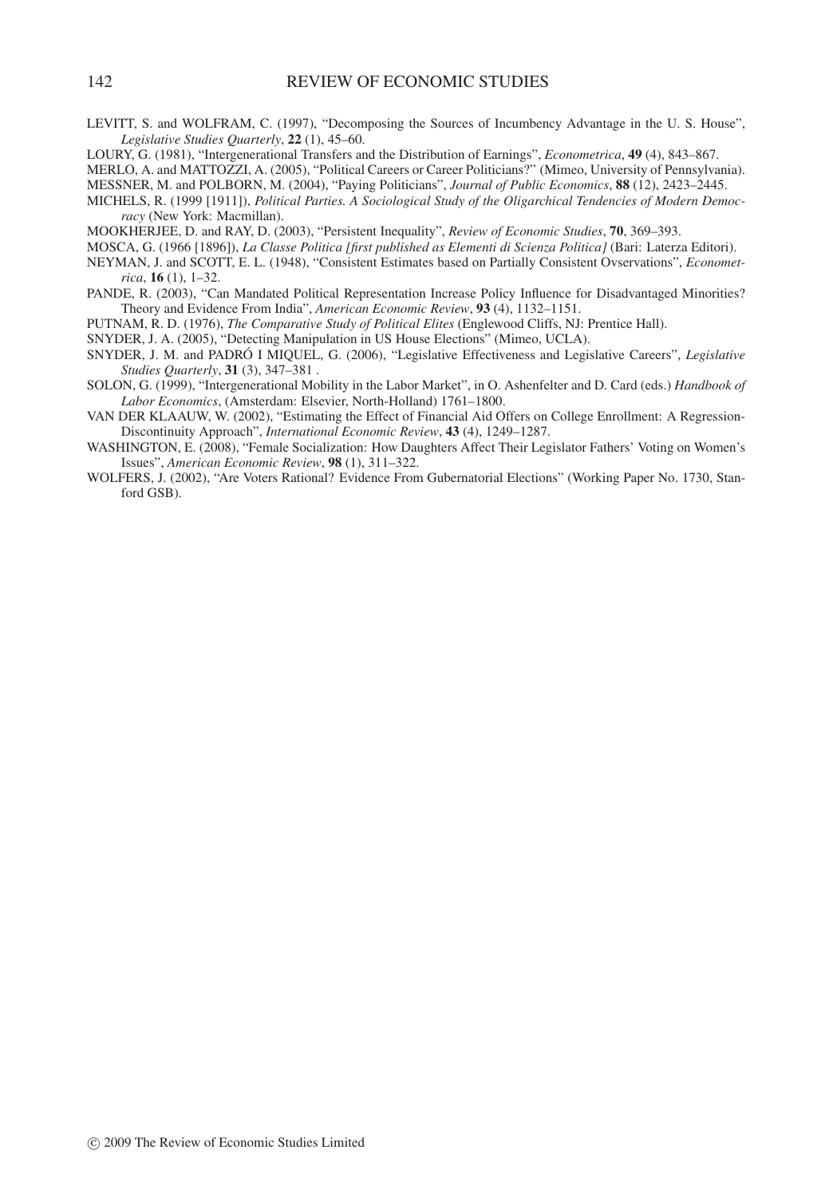LEVITT, S. and WOLFRAM, C. (1997), "Decomposing the Sources of Incumbency Advantage in the U. S. House", *Legislative Studies Quarterly*, **22** (1), 45–60.

LOURY, G. (1981), "Intergenerational Transfers and the Distribution of Earnings", *Econometrica*, **49** (4), 843–867.

MERLO, A. and MATTOZZI, A. (2005), "Political Careers or Career Politicians?" (Mimeo, University of Pennsylvania).

MESSNER, M. and POLBORN, M. (2004), "Paying Politicians", *Journal of Public Economics*, **88** (12), 2423–2445.

MICHELS, R. (1999 [1911]), *Political Parties. A Sociological Study of the Oligarchical Tendencies of Modern Democracy* (New York: Macmillan).

MOOKHERJEE, D. and RAY, D. (2003), "Persistent Inequality", *Review of Economic Studies*, **70**, 369–393.

MOSCA, G. (1966 [1896]), *La Classe Politica [first published as Elementi di Scienza Politica]* (Bari: Laterza Editori).

NEYMAN, J. and SCOTT, E. L. (1948), "Consistent Estimates based on Partially Consistent Ovservations", *Econometrica*, **16** (1), 1–32.

PANDE, R. (2003), "Can Mandated Political Representation Increase Policy Influence for Disadvantaged Minorities? Theory and Evidence From India", *American Economic Review*, **93** (4), 1132–1151.

PUTNAM, R. D. (1976), *The Comparative Study of Political Elites* (Englewood Cliffs, NJ: Prentice Hall).

SNYDER, J. A. (2005), "Detecting Manipulation in US House Elections" (Mimeo, UCLA).

SNYDER, J. M. and PADRÓ I MIQUEL, G. (2006), "Legislative Effectiveness and Legislative Careers", *Legislative Studies Quarterly*, **31** (3), 347–381 .

SOLON, G. (1999), "Intergenerational Mobility in the Labor Market", in O. Ashenfelter and D. Card (eds.) *Handbook of Labor Economics*, (Amsterdam: Elsevier, North-Holland) 1761–1800.

VAN DER KLAAUW, W. (2002), "Estimating the Effect of Financial Aid Offers on College Enrollment: A Regression-Discontinuity Approach", *International Economic Review*, **43** (4), 1249–1287.

WASHINGTON, E. (2008), "Female Socialization: How Daughters Affect Their Legislator Fathers' Voting on Women's Issues", *American Economic Review*, **98** (1), 311–322.

WOLFERS, J. (2002), "Are Voters Rational? Evidence From Gubernatorial Elections" (Working Paper No. 1730, Stanford GSB).